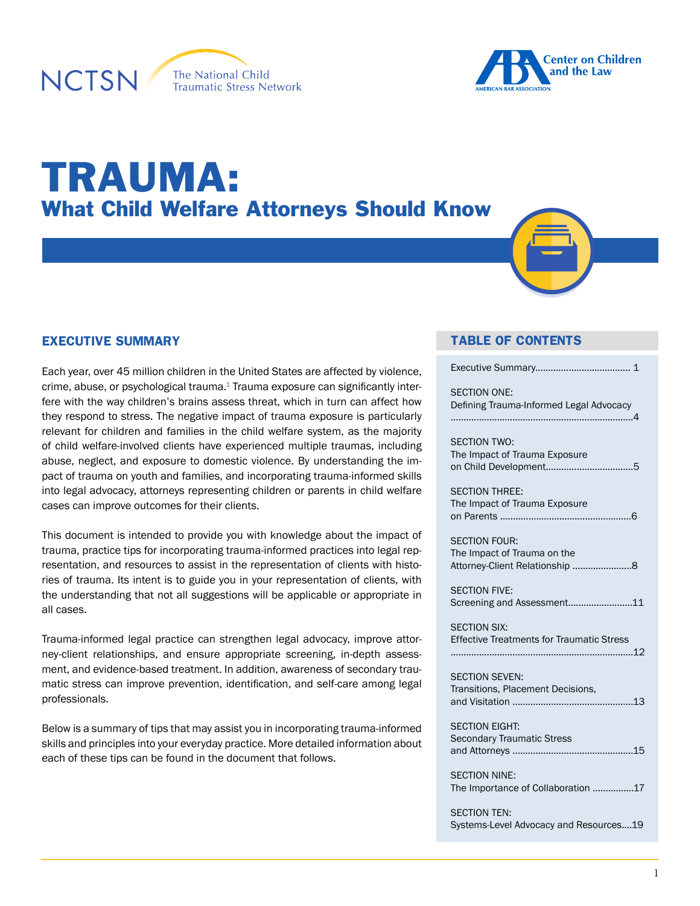NCTSN The National Child Traumatic Stress Network

ABA Center on Children and the Law
AMERICAN BAR ASSOCIATION

# TRAUMA:
## What Child Welfare Attorneys Should Know

## EXECUTIVE SUMMARY

Each year, over 45 million children in the United States are affected by violence, crime, abuse, or psychological trauma.[1] Trauma exposure can significantly interfere with the way children's brains assess threat, which in turn can affect how they respond to stress. The negative impact of trauma exposure is particularly relevant for children and families in the child welfare system, as the majority of child welfare-involved clients have experienced multiple traumas, including abuse, neglect, and exposure to domestic violence. By understanding the impact of trauma on youth and families, and incorporating trauma-informed skills into legal advocacy, attorneys representing children or parents in child welfare cases can improve outcomes for their clients.

This document is intended to provide you with knowledge about the impact of trauma, practice tips for incorporating trauma-informed practices into legal representation, and resources to assist in the representation of clients with histories of trauma. Its intent is to guide you in your representation of clients, with the understanding that not all suggestions will be applicable or appropriate in all cases.

Trauma-informed legal practice can strengthen legal advocacy, improve attorney-client relationships, and ensure appropriate screening, in-depth assessment, and evidence-based treatment. In addition, awareness of secondary traumatic stress can improve prevention, identification, and self-care among legal professionals.

Below is a summary of tips that may assist you in incorporating trauma-informed skills and principles into your everyday practice. More detailed information about each of these tips can be found in the document that follows.

## TABLE OF CONTENTS

| Section | Page |
| --- | --- |
| Executive Summary | 1 |
| SECTION ONE: Defining Trauma-Informed Legal Advocacy | 4 |
| SECTION TWO: The Impact of Trauma Exposure on Child Development | 5 |
| SECTION THREE: The Impact of Trauma Exposure on Parents | 6 |
| SECTION FOUR: The Impact of Trauma on the Attorney-Client Relationship | 8 |
| SECTION FIVE: Screening and Assessment | 11 |
| SECTION SIX: Effective Treatments for Traumatic Stress | 12 |
| SECTION SEVEN: Transitions, Placement Decisions, and Visitation | 13 |
| SECTION EIGHT: Secondary Traumatic Stress and Attorneys | 15 |
| SECTION NINE: The Importance of Collaboration | 17 |
| SECTION TEN: Systems-Level Advocacy and Resources | 19 |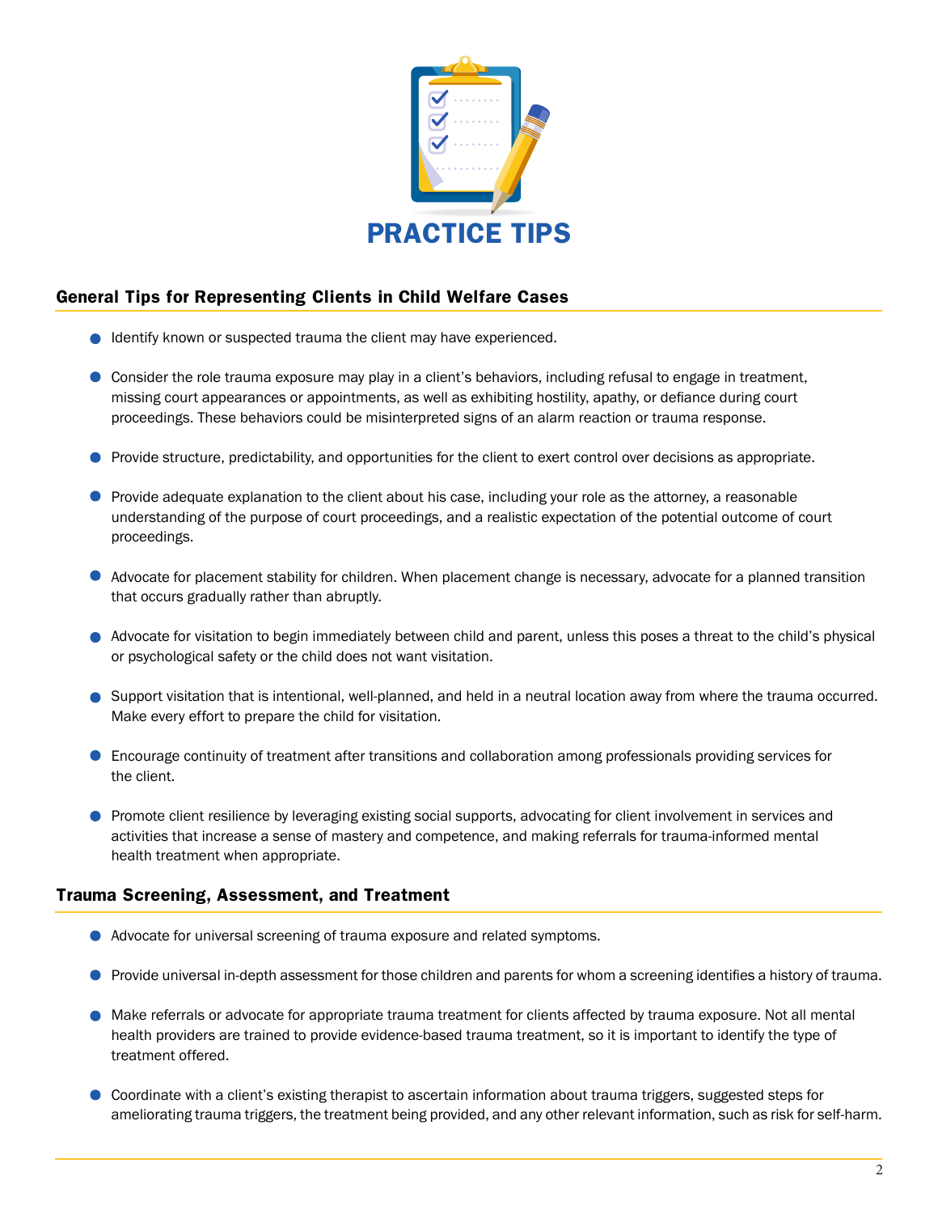# PRACTICE TIPS

## General Tips for Representing Clients in Child Welfare Cases

- Identify known or suspected trauma the client may have experienced.
- Consider the role trauma exposure may play in a client's behaviors, including refusal to engage in treatment, missing court appearances or appointments, as well as exhibiting hostility, apathy, or defiance during court proceedings. These behaviors could be misinterpreted signs of an alarm reaction or trauma response.
- Provide structure, predictability, and opportunities for the client to exert control over decisions as appropriate.
- Provide adequate explanation to the client about his case, including your role as the attorney, a reasonable understanding of the purpose of court proceedings, and a realistic expectation of the potential outcome of court proceedings.
- Advocate for placement stability for children. When placement change is necessary, advocate for a planned transition that occurs gradually rather than abruptly.
- Advocate for visitation to begin immediately between child and parent, unless this poses a threat to the child's physical or psychological safety or the child does not want visitation.
- Support visitation that is intentional, well-planned, and held in a neutral location away from where the trauma occurred. Make every effort to prepare the child for visitation.
- Encourage continuity of treatment after transitions and collaboration among professionals providing services for the client.
- Promote client resilience by leveraging existing social supports, advocating for client involvement in services and activities that increase a sense of mastery and competence, and making referrals for trauma-informed mental health treatment when appropriate.

## Trauma Screening, Assessment, and Treatment

- Advocate for universal screening of trauma exposure and related symptoms.
- Provide universal in-depth assessment for those children and parents for whom a screening identifies a history of trauma.
- Make referrals or advocate for appropriate trauma treatment for clients affected by trauma exposure. Not all mental health providers are trained to provide evidence-based trauma treatment, so it is important to identify the type of treatment offered.
- Coordinate with a client's existing therapist to ascertain information about trauma triggers, suggested steps for ameliorating trauma triggers, the treatment being provided, and any other relevant information, such as risk for self-harm.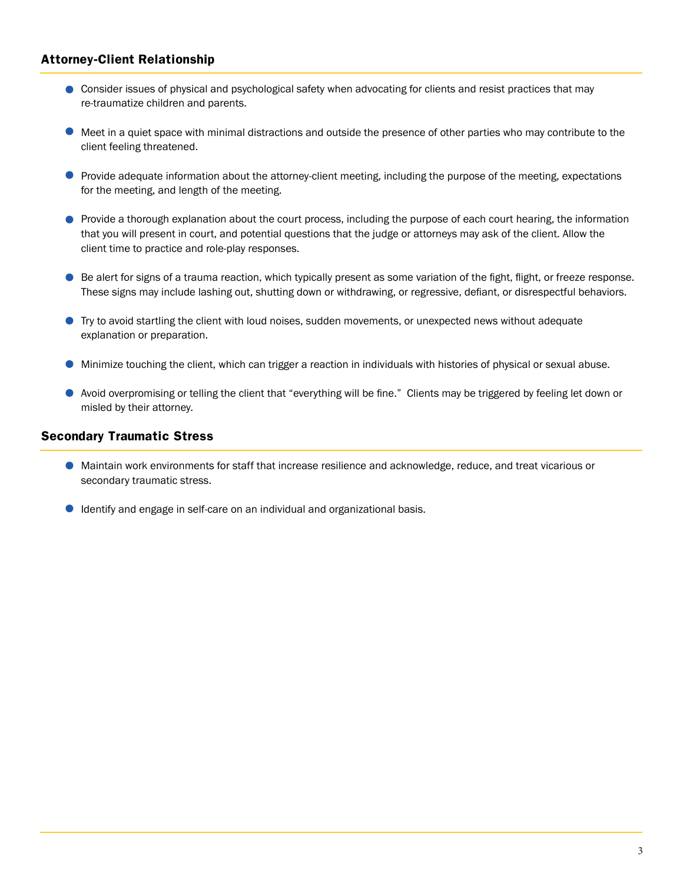## Attorney-Client Relationship

- Consider issues of physical and psychological safety when advocating for clients and resist practices that may re-traumatize children and parents.
- Meet in a quiet space with minimal distractions and outside the presence of other parties who may contribute to the client feeling threatened.
- Provide adequate information about the attorney-client meeting, including the purpose of the meeting, expectations for the meeting, and length of the meeting.
- Provide a thorough explanation about the court process, including the purpose of each court hearing, the information that you will present in court, and potential questions that the judge or attorneys may ask of the client. Allow the client time to practice and role-play responses.
- Be alert for signs of a trauma reaction, which typically present as some variation of the fight, flight, or freeze response. These signs may include lashing out, shutting down or withdrawing, or regressive, defiant, or disrespectful behaviors.
- Try to avoid startling the client with loud noises, sudden movements, or unexpected news without adequate explanation or preparation.
- Minimize touching the client, which can trigger a reaction in individuals with histories of physical or sexual abuse.
- Avoid overpromising or telling the client that "everything will be fine." Clients may be triggered by feeling let down or misled by their attorney.

## Secondary Traumatic Stress

- Maintain work environments for staff that increase resilience and acknowledge, reduce, and treat vicarious or secondary traumatic stress.
- Identify and engage in self-care on an individual and organizational basis.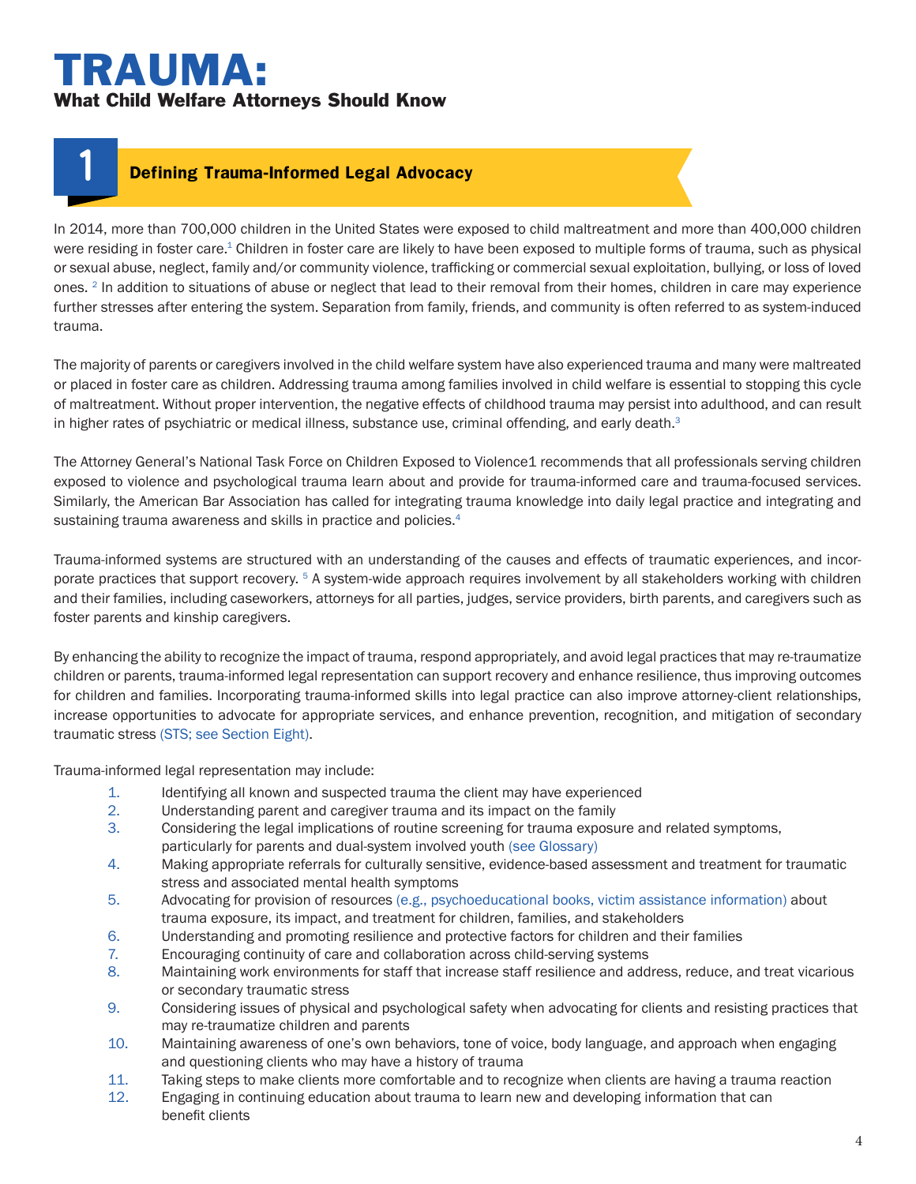# TRAUMA:

## What Child Welfare Attorneys Should Know

## 1 Defining Trauma-Informed Legal Advocacy

In 2014, more than 700,000 children in the United States were exposed to child maltreatment and more than 400,000 children were residing in foster care.[1] Children in foster care are likely to have been exposed to multiple forms of trauma, such as physical or sexual abuse, neglect, family and/or community violence, trafficking or commercial sexual exploitation, bullying, or loss of loved ones. [2] In addition to situations of abuse or neglect that lead to their removal from their homes, children in care may experience further stresses after entering the system. Separation from family, friends, and community is often referred to as system-induced trauma.

The majority of parents or caregivers involved in the child welfare system have also experienced trauma and many were maltreated or placed in foster care as children. Addressing trauma among families involved in child welfare is essential to stopping this cycle of maltreatment. Without proper intervention, the negative effects of childhood trauma may persist into adulthood, and can result in higher rates of psychiatric or medical illness, substance use, criminal offending, and early death.[3]

The Attorney General's National Task Force on Children Exposed to Violence1 recommends that all professionals serving children exposed to violence and psychological trauma learn about and provide for trauma-informed care and trauma-focused services. Similarly, the American Bar Association has called for integrating trauma knowledge into daily legal practice and integrating and sustaining trauma awareness and skills in practice and policies.[4]

Trauma-informed systems are structured with an understanding of the causes and effects of traumatic experiences, and incorporate practices that support recovery. [5] A system-wide approach requires involvement by all stakeholders working with children and their families, including caseworkers, attorneys for all parties, judges, service providers, birth parents, and caregivers such as foster parents and kinship caregivers.

By enhancing the ability to recognize the impact of trauma, respond appropriately, and avoid legal practices that may re-traumatize children or parents, trauma-informed legal representation can support recovery and enhance resilience, thus improving outcomes for children and families. Incorporating trauma-informed skills into legal practice can also improve attorney-client relationships, increase opportunities to advocate for appropriate services, and enhance prevention, recognition, and mitigation of secondary traumatic stress (STS; see Section Eight).

Trauma-informed legal representation may include:

1. Identifying all known and suspected trauma the client may have experienced
2. Understanding parent and caregiver trauma and its impact on the family
3. Considering the legal implications of routine screening for trauma exposure and related symptoms, particularly for parents and dual-system involved youth (see Glossary)
4. Making appropriate referrals for culturally sensitive, evidence-based assessment and treatment for traumatic stress and associated mental health symptoms
5. Advocating for provision of resources (e.g., psychoeducational books, victim assistance information) about trauma exposure, its impact, and treatment for children, families, and stakeholders
6. Understanding and promoting resilience and protective factors for children and their families
7. Encouraging continuity of care and collaboration across child-serving systems
8. Maintaining work environments for staff that increase staff resilience and address, reduce, and treat vicarious or secondary traumatic stress
9. Considering issues of physical and psychological safety when advocating for clients and resisting practices that may re-traumatize children and parents
10. Maintaining awareness of one's own behaviors, tone of voice, body language, and approach when engaging and questioning clients who may have a history of trauma
11. Taking steps to make clients more comfortable and to recognize when clients are having a trauma reaction
12. Engaging in continuing education about trauma to learn new and developing information that can benefit clients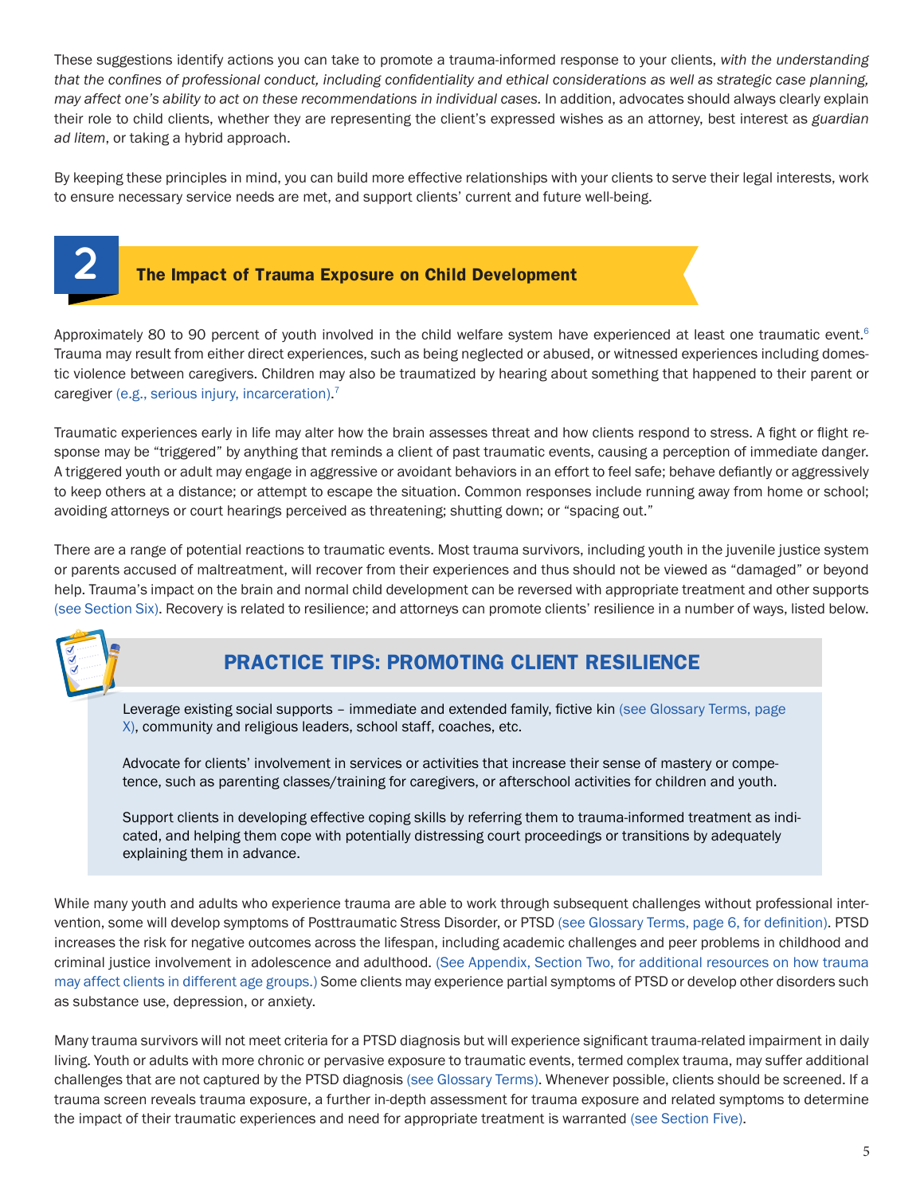These suggestions identify actions you can take to promote a trauma-informed response to your clients, *with the understanding that the confines of professional conduct, including confidentiality and ethical considerations as well as strategic case planning, may affect one's ability to act on these recommendations in individual cases.* In addition, advocates should always clearly explain their role to child clients, whether they are representing the client's expressed wishes as an attorney, best interest as *guardian ad litem*, or taking a hybrid approach.

By keeping these principles in mind, you can build more effective relationships with your clients to serve their legal interests, work to ensure necessary service needs are met, and support clients' current and future well-being.

## 2 The Impact of Trauma Exposure on Child Development

Approximately 80 to 90 percent of youth involved in the child welfare system have experienced at least one traumatic event.[6] Trauma may result from either direct experiences, such as being neglected or abused, or witnessed experiences including domestic violence between caregivers. Children may also be traumatized by hearing about something that happened to their parent or caregiver (e.g., serious injury, incarceration).[7]

Traumatic experiences early in life may alter how the brain assesses threat and how clients respond to stress. A fight or flight response may be "triggered" by anything that reminds a client of past traumatic events, causing a perception of immediate danger. A triggered youth or adult may engage in aggressive or avoidant behaviors in an effort to feel safe; behave defiantly or aggressively to keep others at a distance; or attempt to escape the situation. Common responses include running away from home or school; avoiding attorneys or court hearings perceived as threatening; shutting down; or "spacing out."

There are a range of potential reactions to traumatic events. Most trauma survivors, including youth in the juvenile justice system or parents accused of maltreatment, will recover from their experiences and thus should not be viewed as "damaged" or beyond help. Trauma's impact on the brain and normal child development can be reversed with appropriate treatment and other supports (see Section Six). Recovery is related to resilience; and attorneys can promote clients' resilience in a number of ways, listed below.

### PRACTICE TIPS: PROMOTING CLIENT RESILIENCE

Leverage existing social supports – immediate and extended family, fictive kin (see Glossary Terms, page X), community and religious leaders, school staff, coaches, etc.

Advocate for clients' involvement in services or activities that increase their sense of mastery or competence, such as parenting classes/training for caregivers, or afterschool activities for children and youth.

Support clients in developing effective coping skills by referring them to trauma-informed treatment as indicated, and helping them cope with potentially distressing court proceedings or transitions by adequately explaining them in advance.

While many youth and adults who experience trauma are able to work through subsequent challenges without professional intervention, some will develop symptoms of Posttraumatic Stress Disorder, or PTSD (see Glossary Terms, page 6, for definition). PTSD increases the risk for negative outcomes across the lifespan, including academic challenges and peer problems in childhood and criminal justice involvement in adolescence and adulthood. (See Appendix, Section Two, for additional resources on how trauma may affect clients in different age groups.) Some clients may experience partial symptoms of PTSD or develop other disorders such as substance use, depression, or anxiety.

Many trauma survivors will not meet criteria for a PTSD diagnosis but will experience significant trauma-related impairment in daily living. Youth or adults with more chronic or pervasive exposure to traumatic events, termed complex trauma, may suffer additional challenges that are not captured by the PTSD diagnosis (see Glossary Terms). Whenever possible, clients should be screened. If a trauma screen reveals trauma exposure, a further in-depth assessment for trauma exposure and related symptoms to determine the impact of their traumatic experiences and need for appropriate treatment is warranted (see Section Five).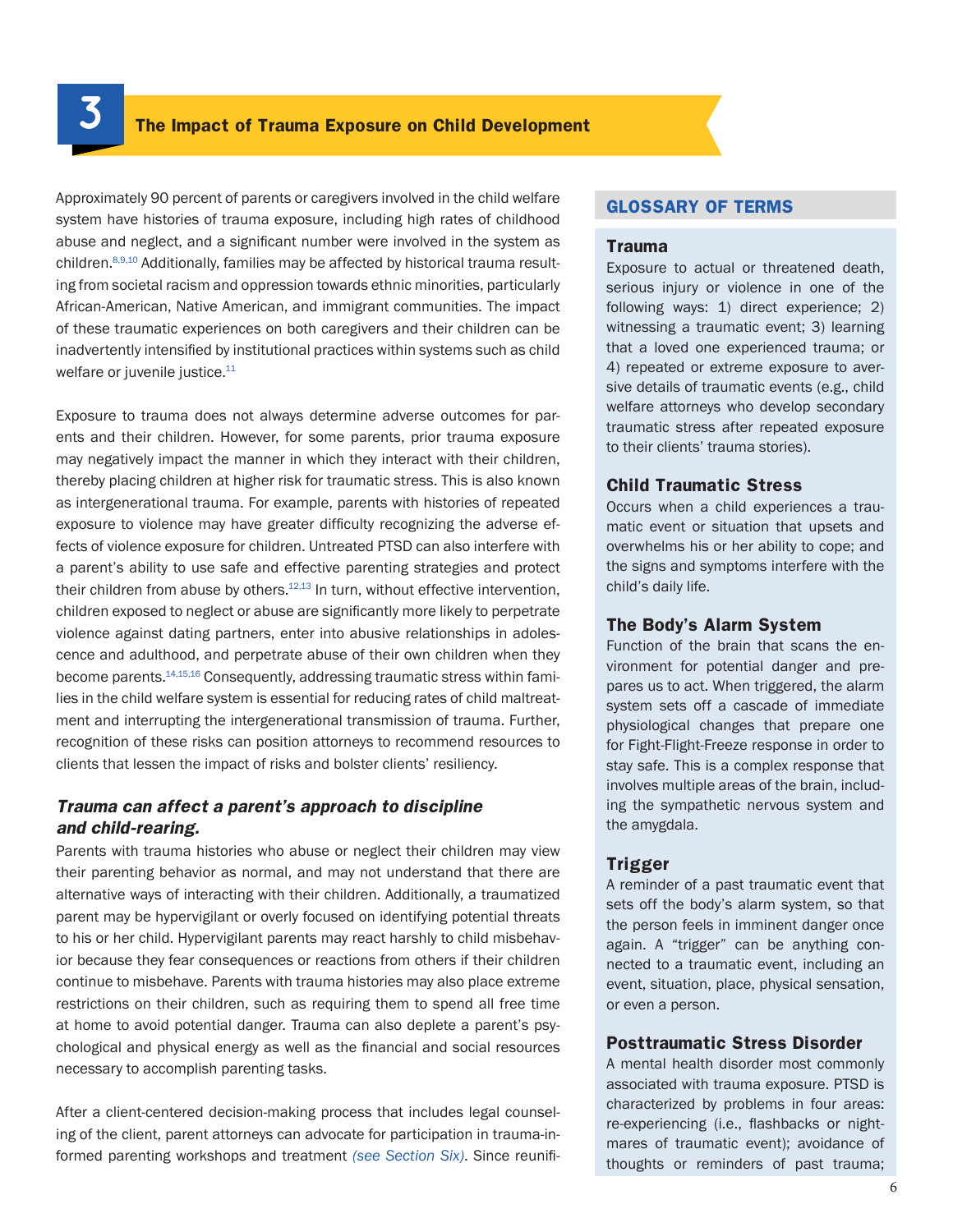## 3 The Impact of Trauma Exposure on Child Development

Approximately 90 percent of parents or caregivers involved in the child welfare system have histories of trauma exposure, including high rates of childhood abuse and neglect, and a significant number were involved in the system as children.[8,9,10] Additionally, families may be affected by historical trauma resulting from societal racism and oppression towards ethnic minorities, particularly African-American, Native American, and immigrant communities. The impact of these traumatic experiences on both caregivers and their children can be inadvertently intensified by institutional practices within systems such as child welfare or juvenile justice.[11]

Exposure to trauma does not always determine adverse outcomes for parents and their children. However, for some parents, prior trauma exposure may negatively impact the manner in which they interact with their children, thereby placing children at higher risk for traumatic stress. This is also known as intergenerational trauma. For example, parents with histories of repeated exposure to violence may have greater difficulty recognizing the adverse effects of violence exposure for children. Untreated PTSD can also interfere with a parent's ability to use safe and effective parenting strategies and protect their children from abuse by others.[12,13] In turn, without effective intervention, children exposed to neglect or abuse are significantly more likely to perpetrate violence against dating partners, enter into abusive relationships in adolescence and adulthood, and perpetrate abuse of their own children when they become parents.[14,15,16] Consequently, addressing traumatic stress within families in the child welfare system is essential for reducing rates of child maltreatment and interrupting the intergenerational transmission of trauma. Further, recognition of these risks can position attorneys to recommend resources to clients that lessen the impact of risks and bolster clients' resiliency.

### *Trauma can affect a parent's approach to discipline and child-rearing.*

Parents with trauma histories who abuse or neglect their children may view their parenting behavior as normal, and may not understand that there are alternative ways of interacting with their children. Additionally, a traumatized parent may be hypervigilant or overly focused on identifying potential threats to his or her child. Hypervigilant parents may react harshly to child misbehavior because they fear consequences or reactions from others if their children continue to misbehave. Parents with trauma histories may also place extreme restrictions on their children, such as requiring them to spend all free time at home to avoid potential danger. Trauma can also deplete a parent's psychological and physical energy as well as the financial and social resources necessary to accomplish parenting tasks.

After a client-centered decision-making process that includes legal counseling of the client, parent attorneys can advocate for participation in trauma-informed parenting workshops and treatment *(see Section Six)*. Since reunifi-

### GLOSSARY OF TERMS

**Trauma**
Exposure to actual or threatened death, serious injury or violence in one of the following ways: 1) direct experience; 2) witnessing a traumatic event; 3) learning that a loved one experienced trauma; or 4) repeated or extreme exposure to aversive details of traumatic events (e.g., child welfare attorneys who develop secondary traumatic stress after repeated exposure to their clients' trauma stories).

**Child Traumatic Stress**
Occurs when a child experiences a traumatic event or situation that upsets and overwhelms his or her ability to cope; and the signs and symptoms interfere with the child's daily life.

**The Body's Alarm System**
Function of the brain that scans the environment for potential danger and prepares us to act. When triggered, the alarm system sets off a cascade of immediate physiological changes that prepare one for Fight-Flight-Freeze response in order to stay safe. This is a complex response that involves multiple areas of the brain, including the sympathetic nervous system and the amygdala.

**Trigger**
A reminder of a past traumatic event that sets off the body's alarm system, so that the person feels in imminent danger once again. A "trigger" can be anything connected to a traumatic event, including an event, situation, place, physical sensation, or even a person.

**Posttraumatic Stress Disorder**
A mental health disorder most commonly associated with trauma exposure. PTSD is characterized by problems in four areas: re-experiencing (i.e., flashbacks or nightmares of traumatic event); avoidance of thoughts or reminders of past trauma;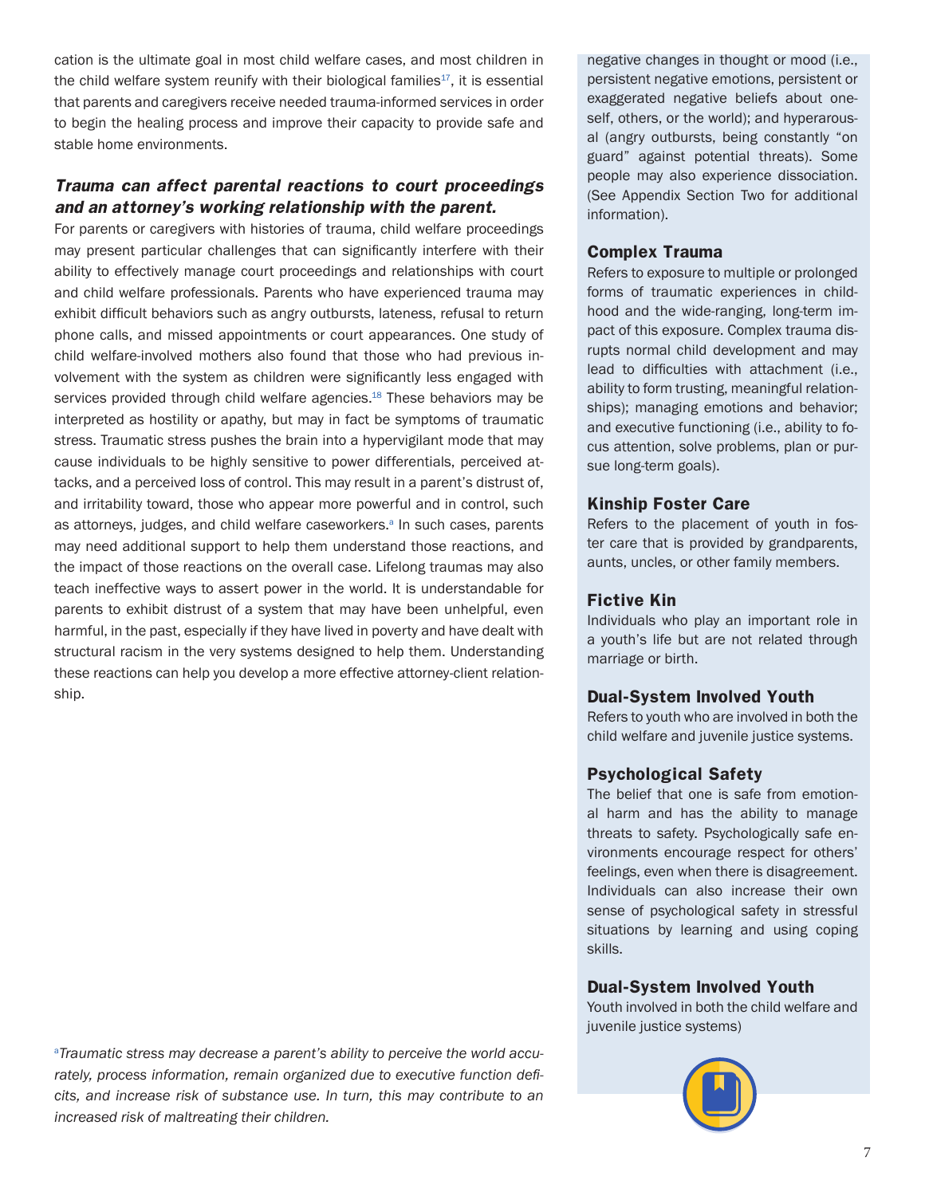cation is the ultimate goal in most child welfare cases, and most children in the child welfare system reunify with their biological families[17], it is essential that parents and caregivers receive needed trauma-informed services in order to begin the healing process and improve their capacity to provide safe and stable home environments.

### *Trauma can affect parental reactions to court proceedings and an attorney's working relationship with the parent.*

For parents or caregivers with histories of trauma, child welfare proceedings may present particular challenges that can significantly interfere with their ability to effectively manage court proceedings and relationships with court and child welfare professionals. Parents who have experienced trauma may exhibit difficult behaviors such as angry outbursts, lateness, refusal to return phone calls, and missed appointments or court appearances. One study of child welfare-involved mothers also found that those who had previous involvement with the system as children were significantly less engaged with services provided through child welfare agencies.[18] These behaviors may be interpreted as hostility or apathy, but may in fact be symptoms of traumatic stress. Traumatic stress pushes the brain into a hypervigilant mode that may cause individuals to be highly sensitive to power differentials, perceived attacks, and a perceived loss of control. This may result in a parent's distrust of, and irritability toward, those who appear more powerful and in control, such as attorneys, judges, and child welfare caseworkers.[a] In such cases, parents may need additional support to help them understand those reactions, and the impact of those reactions on the overall case. Lifelong traumas may also teach ineffective ways to assert power in the world. It is understandable for parents to exhibit distrust of a system that may have been unhelpful, even harmful, in the past, especially if they have lived in poverty and have dealt with structural racism in the very systems designed to help them. Understanding these reactions can help you develop a more effective attorney-client relationship.

[a]*Traumatic stress may decrease a parent's ability to perceive the world accurately, process information, remain organized due to executive function deficits, and increase risk of substance use. In turn, this may contribute to an increased risk of maltreating their children.*

negative changes in thought or mood (i.e., persistent negative emotions, persistent or exaggerated negative beliefs about oneself, others, or the world); and hyperarousal (angry outbursts, being constantly "on guard" against potential threats). Some people may also experience dissociation. (See Appendix Section Two for additional information).

#### Complex Trauma

Refers to exposure to multiple or prolonged forms of traumatic experiences in childhood and the wide-ranging, long-term impact of this exposure. Complex trauma disrupts normal child development and may lead to difficulties with attachment (i.e., ability to form trusting, meaningful relationships); managing emotions and behavior; and executive functioning (i.e., ability to focus attention, solve problems, plan or pursue long-term goals).

#### Kinship Foster Care

Refers to the placement of youth in foster care that is provided by grandparents, aunts, uncles, or other family members.

#### Fictive Kin

Individuals who play an important role in a youth's life but are not related through marriage or birth.

#### Dual-System Involved Youth

Refers to youth who are involved in both the child welfare and juvenile justice systems.

#### Psychological Safety

The belief that one is safe from emotional harm and has the ability to manage threats to safety. Psychologically safe environments encourage respect for others' feelings, even when there is disagreement. Individuals can also increase their own sense of psychological safety in stressful situations by learning and using coping skills.

#### Dual-System Involved Youth

Youth involved in both the child welfare and juvenile justice systems)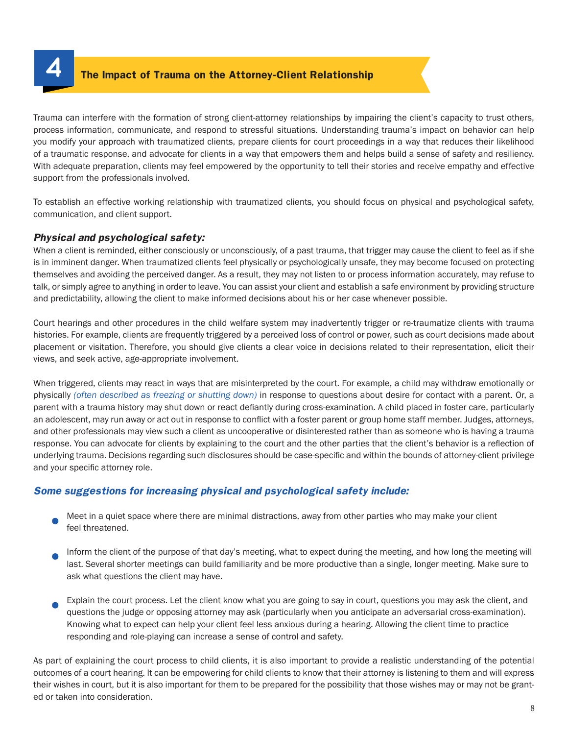# 4 The Impact of Trauma on the Attorney-Client Relationship

Trauma can interfere with the formation of strong client-attorney relationships by impairing the client's capacity to trust others, process information, communicate, and respond to stressful situations. Understanding trauma's impact on behavior can help you modify your approach with traumatized clients, prepare clients for court proceedings in a way that reduces their likelihood of a traumatic response, and advocate for clients in a way that empowers them and helps build a sense of safety and resiliency. With adequate preparation, clients may feel empowered by the opportunity to tell their stories and receive empathy and effective support from the professionals involved.

To establish an effective working relationship with traumatized clients, you should focus on physical and psychological safety, communication, and client support.

### *Physical and psychological safety:*

When a client is reminded, either consciously or unconsciously, of a past trauma, that trigger may cause the client to feel as if she is in imminent danger. When traumatized clients feel physically or psychologically unsafe, they may become focused on protecting themselves and avoiding the perceived danger. As a result, they may not listen to or process information accurately, may refuse to talk, or simply agree to anything in order to leave. You can assist your client and establish a safe environment by providing structure and predictability, allowing the client to make informed decisions about his or her case whenever possible.

Court hearings and other procedures in the child welfare system may inadvertently trigger or re-traumatize clients with trauma histories. For example, clients are frequently triggered by a perceived loss of control or power, such as court decisions made about placement or visitation. Therefore, you should give clients a clear voice in decisions related to their representation, elicit their views, and seek active, age-appropriate involvement.

When triggered, clients may react in ways that are misinterpreted by the court. For example, a child may withdraw emotionally or physically *(often described as freezing or shutting down)* in response to questions about desire for contact with a parent. Or, a parent with a trauma history may shut down or react defiantly during cross-examination. A child placed in foster care, particularly an adolescent, may run away or act out in response to conflict with a foster parent or group home staff member. Judges, attorneys, and other professionals may view such a client as uncooperative or disinterested rather than as someone who is having a trauma response. You can advocate for clients by explaining to the court and the other parties that the client's behavior is a reflection of underlying trauma. Decisions regarding such disclosures should be case-specific and within the bounds of attorney-client privilege and your specific attorney role.

### *Some suggestions for increasing physical and psychological safety include:*

- Meet in a quiet space where there are minimal distractions, away from other parties who may make your client feel threatened.
- Inform the client of the purpose of that day's meeting, what to expect during the meeting, and how long the meeting will last. Several shorter meetings can build familiarity and be more productive than a single, longer meeting. Make sure to ask what questions the client may have.
- Explain the court process. Let the client know what you are going to say in court, questions you may ask the client, and questions the judge or opposing attorney may ask (particularly when you anticipate an adversarial cross-examination). Knowing what to expect can help your client feel less anxious during a hearing. Allowing the client time to practice responding and role-playing can increase a sense of control and safety.

As part of explaining the court process to child clients, it is also important to provide a realistic understanding of the potential outcomes of a court hearing. It can be empowering for child clients to know that their attorney is listening to them and will express their wishes in court, but it is also important for them to be prepared for the possibility that those wishes may or may not be granted or taken into consideration.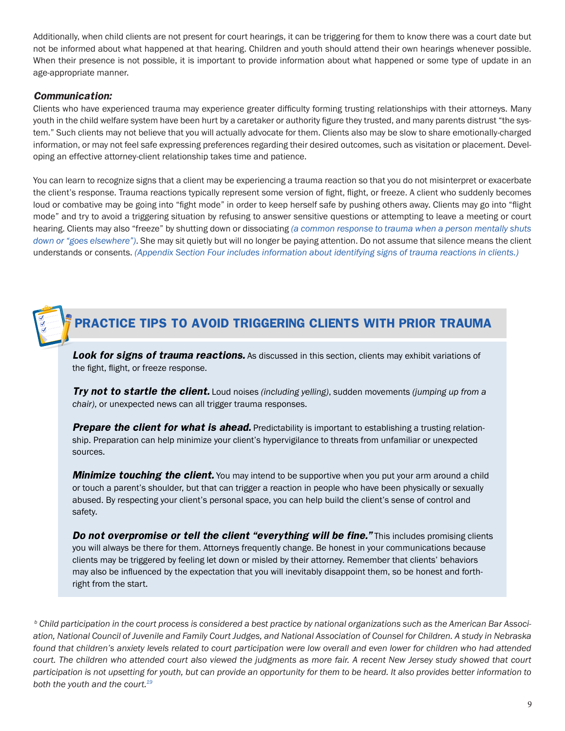Additionally, when child clients are not present for court hearings, it can be triggering for them to know there was a court date but not be informed about what happened at that hearing. Children and youth should attend their own hearings whenever possible. When their presence is not possible, it is important to provide information about what happened or some type of update in an age-appropriate manner.

### *Communication:*

Clients who have experienced trauma may experience greater difficulty forming trusting relationships with their attorneys. Many youth in the child welfare system have been hurt by a caretaker or authority figure they trusted, and many parents distrust "the system." Such clients may not believe that you will actually advocate for them. Clients also may be slow to share emotionally-charged information, or may not feel safe expressing preferences regarding their desired outcomes, such as visitation or placement. Developing an effective attorney-client relationship takes time and patience.

You can learn to recognize signs that a client may be experiencing a trauma reaction so that you do not misinterpret or exacerbate the client's response. Trauma reactions typically represent some version of fight, flight, or freeze. A client who suddenly becomes loud or combative may be going into "fight mode" in order to keep herself safe by pushing others away. Clients may go into "flight mode" and try to avoid a triggering situation by refusing to answer sensitive questions or attempting to leave a meeting or court hearing. Clients may also "freeze" by shutting down or dissociating *(a common response to trauma when a person mentally shuts down or "goes elsewhere")*. She may sit quietly but will no longer be paying attention. Do not assume that silence means the client understands or consents. *(Appendix Section Four includes information about identifying signs of trauma reactions in clients.)*

## PRACTICE TIPS TO AVOID TRIGGERING CLIENTS WITH PRIOR TRAUMA

***Look for signs of trauma reactions.*** As discussed in this section, clients may exhibit variations of the fight, flight, or freeze response.

***Try not to startle the client.*** Loud noises *(including yelling)*, sudden movements *(jumping up from a chair)*, or unexpected news can all trigger trauma responses.

***Prepare the client for what is ahead.*** Predictability is important to establishing a trusting relationship. Preparation can help minimize your client's hypervigilance to threats from unfamiliar or unexpected sources.

***Minimize touching the client.*** You may intend to be supportive when you put your arm around a child or touch a parent's shoulder, but that can trigger a reaction in people who have been physically or sexually abused. By respecting your client's personal space, you can help build the client's sense of control and safety.

***Do not overpromise or tell the client "everything will be fine."*** This includes promising clients you will always be there for them. Attorneys frequently change. Be honest in your communications because clients may be triggered by feeling let down or misled by their attorney. Remember that clients' behaviors may also be influenced by the expectation that you will inevitably disappoint them, so be honest and forthright from the start.

*[b] Child participation in the court process is considered a best practice by national organizations such as the American Bar Association, National Council of Juvenile and Family Court Judges, and National Association of Counsel for Children. A study in Nebraska found that children's anxiety levels related to court participation were low overall and even lower for children who had attended court. The children who attended court also viewed the judgments as more fair. A recent New Jersey study showed that court participation is not upsetting for youth, but can provide an opportunity for them to be heard. It also provides better information to both the youth and the court.[19]*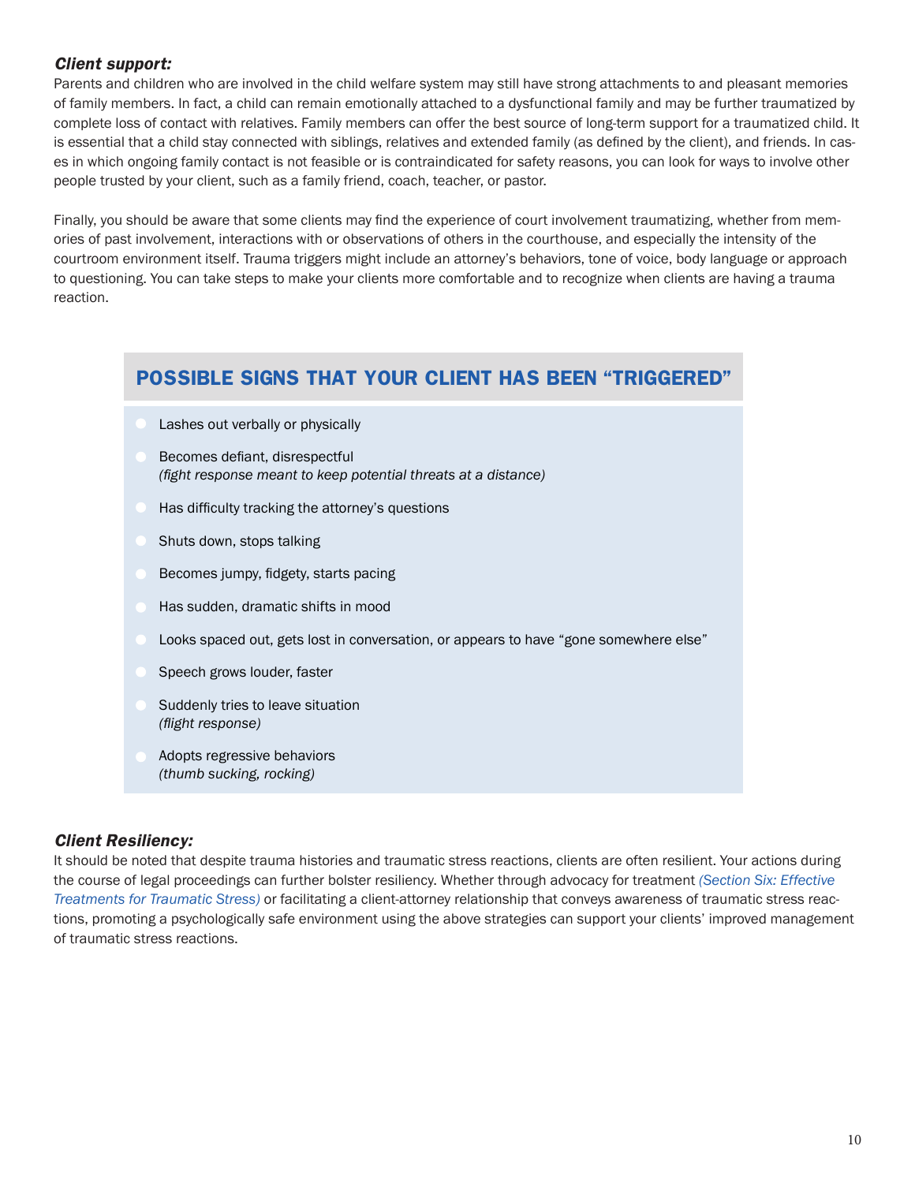### *Client support:*

Parents and children who are involved in the child welfare system may still have strong attachments to and pleasant memories of family members. In fact, a child can remain emotionally attached to a dysfunctional family and may be further traumatized by complete loss of contact with relatives. Family members can offer the best source of long-term support for a traumatized child. It is essential that a child stay connected with siblings, relatives and extended family (as defined by the client), and friends. In cases in which ongoing family contact is not feasible or is contraindicated for safety reasons, you can look for ways to involve other people trusted by your client, such as a family friend, coach, teacher, or pastor.

Finally, you should be aware that some clients may find the experience of court involvement traumatizing, whether from memories of past involvement, interactions with or observations of others in the courthouse, and especially the intensity of the courtroom environment itself. Trauma triggers might include an attorney's behaviors, tone of voice, body language or approach to questioning. You can take steps to make your clients more comfortable and to recognize when clients are having a trauma reaction.

## POSSIBLE SIGNS THAT YOUR CLIENT HAS BEEN "TRIGGERED"

- Lashes out verbally or physically
- Becomes defiant, disrespectful
  *(fight response meant to keep potential threats at a distance)*
- Has difficulty tracking the attorney's questions
- Shuts down, stops talking
- Becomes jumpy, fidgety, starts pacing
- Has sudden, dramatic shifts in mood
- Looks spaced out, gets lost in conversation, or appears to have "gone somewhere else"
- Speech grows louder, faster
- Suddenly tries to leave situation
  *(flight response)*
- Adopts regressive behaviors
  *(thumb sucking, rocking)*

### *Client Resiliency:*

It should be noted that despite trauma histories and traumatic stress reactions, clients are often resilient. Your actions during the course of legal proceedings can further bolster resiliency. Whether through advocacy for treatment *(Section Six: Effective Treatments for Traumatic Stress)* or facilitating a client-attorney relationship that conveys awareness of traumatic stress reactions, promoting a psychologically safe environment using the above strategies can support your clients' improved management of traumatic stress reactions.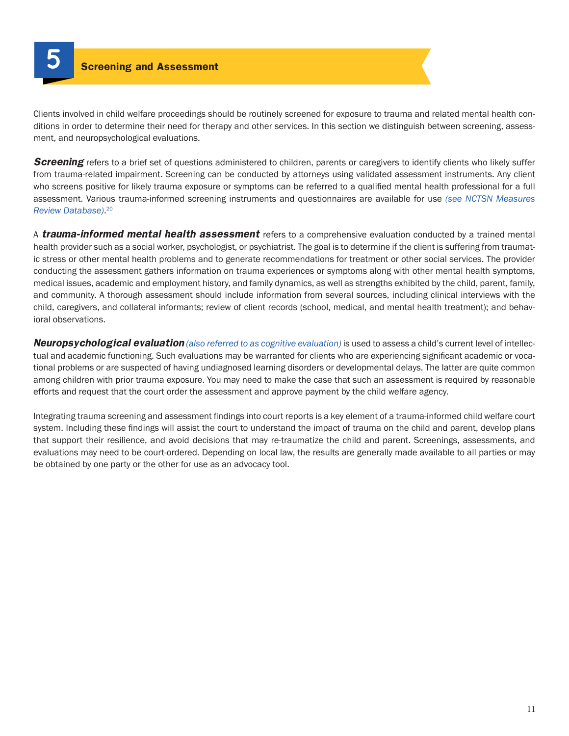# 5 Screening and Assessment

Clients involved in child welfare proceedings should be routinely screened for exposure to trauma and related mental health conditions in order to determine their need for therapy and other services. In this section we distinguish between screening, assessment, and neuropsychological evaluations.

***Screening*** refers to a brief set of questions administered to children, parents or caregivers to identify clients who likely suffer from trauma-related impairment. Screening can be conducted by attorneys using validated assessment instruments. Any client who screens positive for likely trauma exposure or symptoms can be referred to a qualified mental health professional for a full assessment. Various trauma-informed screening instruments and questionnaires are available for use *(see NCTSN Measures Review Database)*.[20]

A ***trauma-informed mental health assessment*** refers to a comprehensive evaluation conducted by a trained mental health provider such as a social worker, psychologist, or psychiatrist. The goal is to determine if the client is suffering from traumatic stress or other mental health problems and to generate recommendations for treatment or other social services. The provider conducting the assessment gathers information on trauma experiences or symptoms along with other mental health symptoms, medical issues, academic and employment history, and family dynamics, as well as strengths exhibited by the child, parent, family, and community. A thorough assessment should include information from several sources, including clinical interviews with the child, caregivers, and collateral informants; review of client records (school, medical, and mental health treatment); and behavioral observations.

***Neuropsychological evaluation*** *(also referred to as cognitive evaluation)* is used to assess a child's current level of intellectual and academic functioning. Such evaluations may be warranted for clients who are experiencing significant academic or vocational problems or are suspected of having undiagnosed learning disorders or developmental delays. The latter are quite common among children with prior trauma exposure. You may need to make the case that such an assessment is required by reasonable efforts and request that the court order the assessment and approve payment by the child welfare agency.

Integrating trauma screening and assessment findings into court reports is a key element of a trauma-informed child welfare court system. Including these findings will assist the court to understand the impact of trauma on the child and parent, develop plans that support their resilience, and avoid decisions that may re-traumatize the child and parent. Screenings, assessments, and evaluations may need to be court-ordered. Depending on local law, the results are generally made available to all parties or may be obtained by one party or the other for use as an advocacy tool.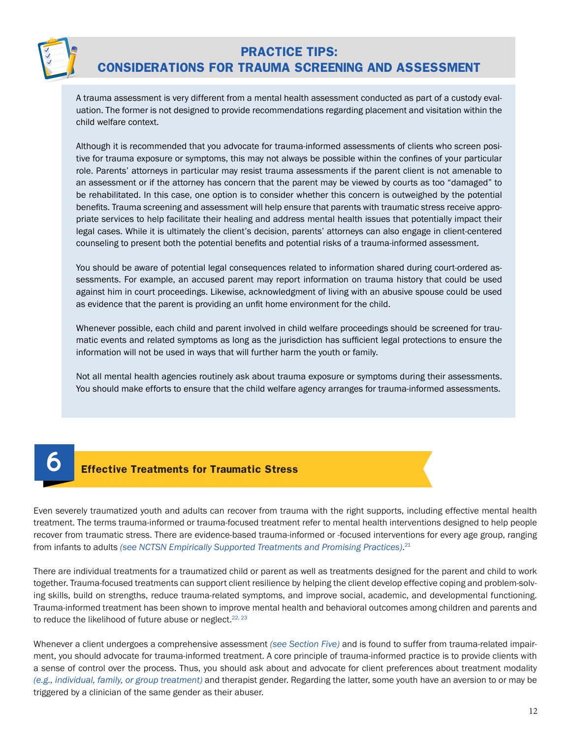## PRACTICE TIPS: CONSIDERATIONS FOR TRAUMA SCREENING AND ASSESSMENT

A trauma assessment is very different from a mental health assessment conducted as part of a custody evaluation. The former is not designed to provide recommendations regarding placement and visitation within the child welfare context.

Although it is recommended that you advocate for trauma-informed assessments of clients who screen positive for trauma exposure or symptoms, this may not always be possible within the confines of your particular role. Parents' attorneys in particular may resist trauma assessments if the parent client is not amenable to an assessment or if the attorney has concern that the parent may be viewed by courts as too "damaged" to be rehabilitated. In this case, one option is to consider whether this concern is outweighed by the potential benefits. Trauma screening and assessment will help ensure that parents with traumatic stress receive appropriate services to help facilitate their healing and address mental health issues that potentially impact their legal cases. While it is ultimately the client's decision, parents' attorneys can also engage in client-centered counseling to present both the potential benefits and potential risks of a trauma-informed assessment.

You should be aware of potential legal consequences related to information shared during court-ordered assessments. For example, an accused parent may report information on trauma history that could be used against him in court proceedings. Likewise, acknowledgment of living with an abusive spouse could be used as evidence that the parent is providing an unfit home environment for the child.

Whenever possible, each child and parent involved in child welfare proceedings should be screened for traumatic events and related symptoms as long as the jurisdiction has sufficient legal protections to ensure the information will not be used in ways that will further harm the youth or family.

Not all mental health agencies routinely ask about trauma exposure or symptoms during their assessments. You should make efforts to ensure that the child welfare agency arranges for trauma-informed assessments.

# 6 Effective Treatments for Traumatic Stress

Even severely traumatized youth and adults can recover from trauma with the right supports, including effective mental health treatment. The terms trauma-informed or trauma-focused treatment refer to mental health interventions designed to help people recover from traumatic stress. There are evidence-based trauma-informed or -focused interventions for every age group, ranging from infants to adults *(see NCTSN Empirically Supported Treatments and Promising Practices)*.[21]

There are individual treatments for a traumatized child or parent as well as treatments designed for the parent and child to work together. Trauma-focused treatments can support client resilience by helping the client develop effective coping and problem-solving skills, build on strengths, reduce trauma-related symptoms, and improve social, academic, and developmental functioning. Trauma-informed treatment has been shown to improve mental health and behavioral outcomes among children and parents and to reduce the likelihood of future abuse or neglect.[22, 23]

Whenever a client undergoes a comprehensive assessment *(see Section Five)* and is found to suffer from trauma-related impairment, you should advocate for trauma-informed treatment. A core principle of trauma-informed practice is to provide clients with a sense of control over the process. Thus, you should ask about and advocate for client preferences about treatment modality *(e.g., individual, family, or group treatment)* and therapist gender. Regarding the latter, some youth have an aversion to or may be triggered by a clinician of the same gender as their abuser.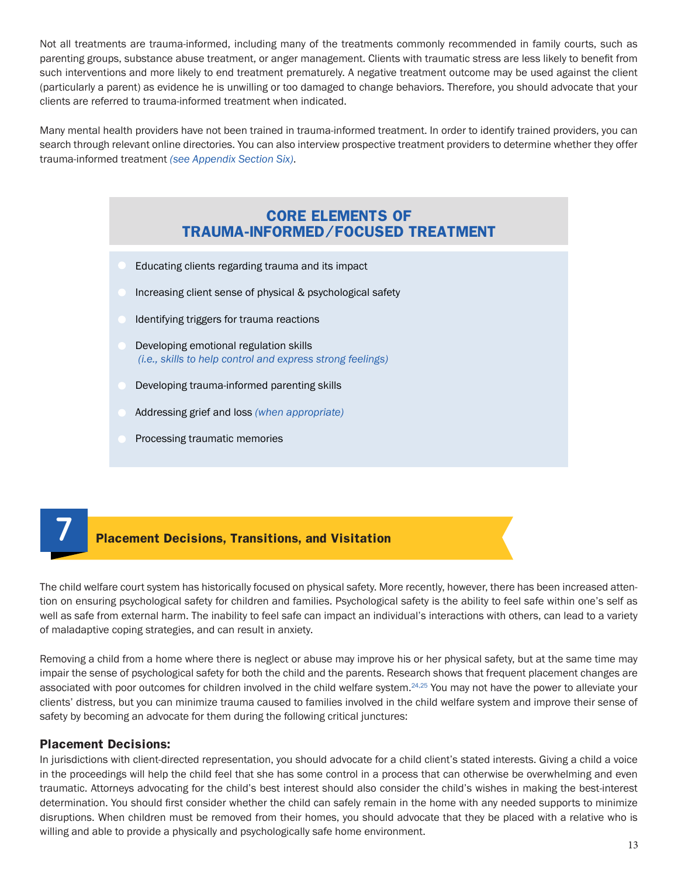Not all treatments are trauma-informed, including many of the treatments commonly recommended in family courts, such as parenting groups, substance abuse treatment, or anger management. Clients with traumatic stress are less likely to benefit from such interventions and more likely to end treatment prematurely. A negative treatment outcome may be used against the client (particularly a parent) as evidence he is unwilling or too damaged to change behaviors. Therefore, you should advocate that your clients are referred to trauma-informed treatment when indicated.

Many mental health providers have not been trained in trauma-informed treatment. In order to identify trained providers, you can search through relevant online directories. You can also interview prospective treatment providers to determine whether they offer trauma-informed treatment *(see Appendix Section Six)*.

### CORE ELEMENTS OF TRAUMA-INFORMED/FOCUSED TREATMENT

- Educating clients regarding trauma and its impact
- Increasing client sense of physical & psychological safety
- Identifying triggers for trauma reactions
- Developing emotional regulation skills *(i.e., skills to help control and express strong feelings)*
- Developing trauma-informed parenting skills
- Addressing grief and loss *(when appropriate)*
- Processing traumatic memories

## 7 Placement Decisions, Transitions, and Visitation

The child welfare court system has historically focused on physical safety. More recently, however, there has been increased attention on ensuring psychological safety for children and families. Psychological safety is the ability to feel safe within one's self as well as safe from external harm. The inability to feel safe can impact an individual's interactions with others, can lead to a variety of maladaptive coping strategies, and can result in anxiety.

Removing a child from a home where there is neglect or abuse may improve his or her physical safety, but at the same time may impair the sense of psychological safety for both the child and the parents. Research shows that frequent placement changes are associated with poor outcomes for children involved in the child welfare system.[24,25] You may not have the power to alleviate your clients' distress, but you can minimize trauma caused to families involved in the child welfare system and improve their sense of safety by becoming an advocate for them during the following critical junctures:

### Placement Decisions:

In jurisdictions with client-directed representation, you should advocate for a child client's stated interests. Giving a child a voice in the proceedings will help the child feel that she has some control in a process that can otherwise be overwhelming and even traumatic. Attorneys advocating for the child's best interest should also consider the child's wishes in making the best-interest determination. You should first consider whether the child can safely remain in the home with any needed supports to minimize disruptions. When children must be removed from their homes, you should advocate that they be placed with a relative who is willing and able to provide a physically and psychologically safe home environment.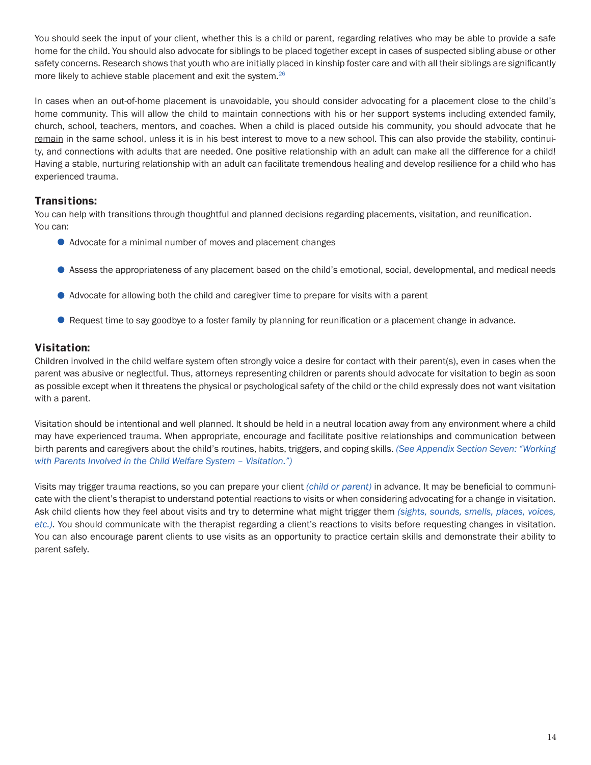You should seek the input of your client, whether this is a child or parent, regarding relatives who may be able to provide a safe home for the child. You should also advocate for siblings to be placed together except in cases of suspected sibling abuse or other safety concerns. Research shows that youth who are initially placed in kinship foster care and with all their siblings are significantly more likely to achieve stable placement and exit the system.[26]

In cases when an out-of-home placement is unavoidable, you should consider advocating for a placement close to the child's home community. This will allow the child to maintain connections with his or her support systems including extended family, church, school, teachers, mentors, and coaches. When a child is placed outside his community, you should advocate that he remain in the same school, unless it is in his best interest to move to a new school. This can also provide the stability, continuity, and connections with adults that are needed. One positive relationship with an adult can make all the difference for a child! Having a stable, nurturing relationship with an adult can facilitate tremendous healing and develop resilience for a child who has experienced trauma.

### Transitions:

You can help with transitions through thoughtful and planned decisions regarding placements, visitation, and reunification. You can:

- Advocate for a minimal number of moves and placement changes
- Assess the appropriateness of any placement based on the child's emotional, social, developmental, and medical needs
- Advocate for allowing both the child and caregiver time to prepare for visits with a parent
- Request time to say goodbye to a foster family by planning for reunification or a placement change in advance.

### Visitation:

Children involved in the child welfare system often strongly voice a desire for contact with their parent(s), even in cases when the parent was abusive or neglectful. Thus, attorneys representing children or parents should advocate for visitation to begin as soon as possible except when it threatens the physical or psychological safety of the child or the child expressly does not want visitation with a parent.

Visitation should be intentional and well planned. It should be held in a neutral location away from any environment where a child may have experienced trauma. When appropriate, encourage and facilitate positive relationships and communication between birth parents and caregivers about the child's routines, habits, triggers, and coping skills. *(See Appendix Section Seven: "Working with Parents Involved in the Child Welfare System – Visitation.")*

Visits may trigger trauma reactions, so you can prepare your client *(child or parent)* in advance. It may be beneficial to communicate with the client's therapist to understand potential reactions to visits or when considering advocating for a change in visitation. Ask child clients how they feel about visits and try to determine what might trigger them *(sights, sounds, smells, places, voices, etc.)*. You should communicate with the therapist regarding a client's reactions to visits before requesting changes in visitation. You can also encourage parent clients to use visits as an opportunity to practice certain skills and demonstrate their ability to parent safely.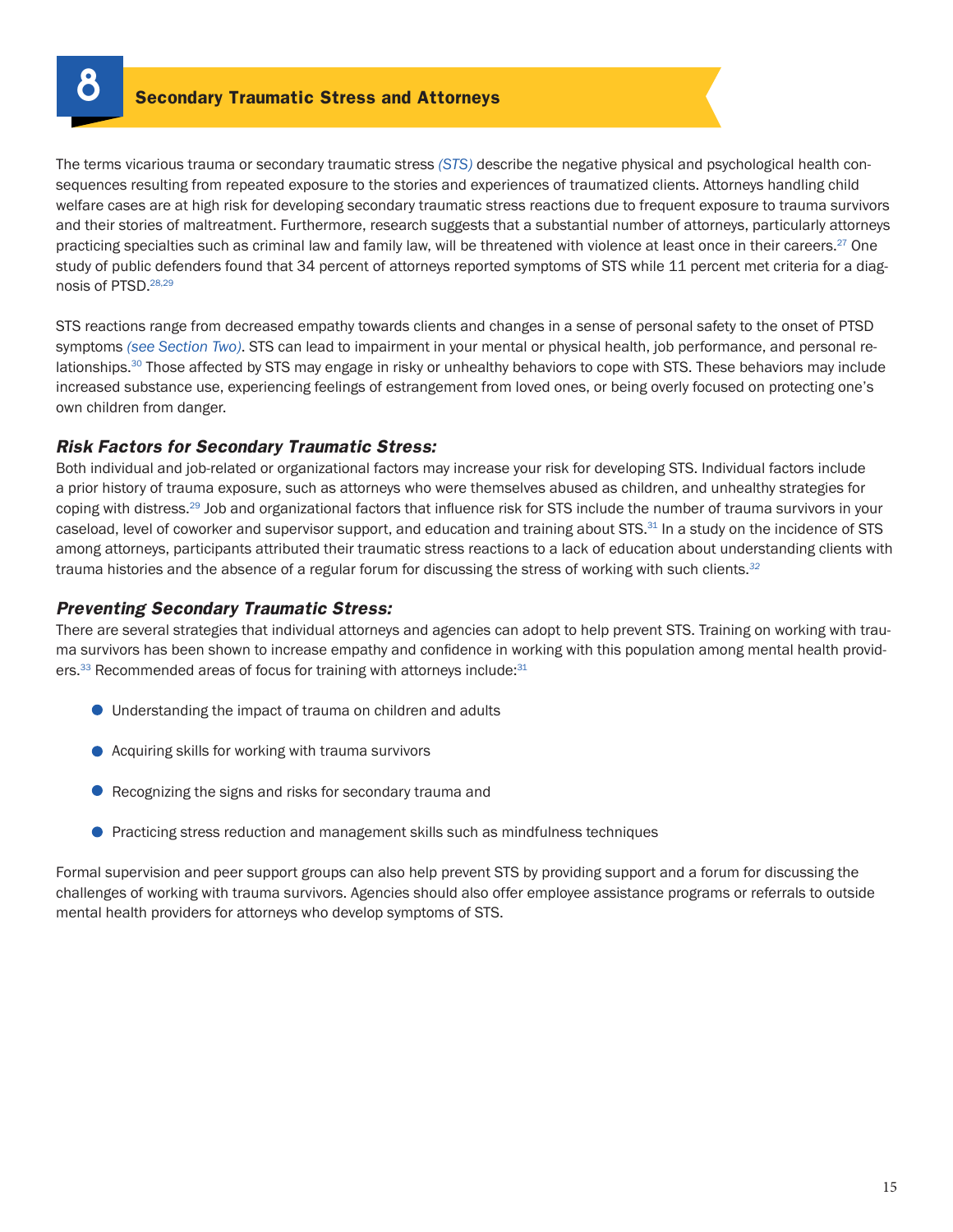# 8 Secondary Traumatic Stress and Attorneys

The terms vicarious trauma or secondary traumatic stress *(STS)* describe the negative physical and psychological health consequences resulting from repeated exposure to the stories and experiences of traumatized clients. Attorneys handling child welfare cases are at high risk for developing secondary traumatic stress reactions due to frequent exposure to trauma survivors and their stories of maltreatment. Furthermore, research suggests that a substantial number of attorneys, particularly attorneys practicing specialties such as criminal law and family law, will be threatened with violence at least once in their careers.[27] One study of public defenders found that 34 percent of attorneys reported symptoms of STS while 11 percent met criteria for a diagnosis of PTSD.[28,29]

STS reactions range from decreased empathy towards clients and changes in a sense of personal safety to the onset of PTSD symptoms *(see Section Two)*. STS can lead to impairment in your mental or physical health, job performance, and personal relationships.[30] Those affected by STS may engage in risky or unhealthy behaviors to cope with STS. These behaviors may include increased substance use, experiencing feelings of estrangement from loved ones, or being overly focused on protecting one's own children from danger.

### *Risk Factors for Secondary Traumatic Stress:*

Both individual and job-related or organizational factors may increase your risk for developing STS. Individual factors include a prior history of trauma exposure, such as attorneys who were themselves abused as children, and unhealthy strategies for coping with distress.[29] Job and organizational factors that influence risk for STS include the number of trauma survivors in your caseload, level of coworker and supervisor support, and education and training about STS.[31] In a study on the incidence of STS among attorneys, participants attributed their traumatic stress reactions to a lack of education about understanding clients with trauma histories and the absence of a regular forum for discussing the stress of working with such clients.[32]

### *Preventing Secondary Traumatic Stress:*

There are several strategies that individual attorneys and agencies can adopt to help prevent STS. Training on working with trauma survivors has been shown to increase empathy and confidence in working with this population among mental health providers.[33] Recommended areas of focus for training with attorneys include:[31]

- Understanding the impact of trauma on children and adults
- Acquiring skills for working with trauma survivors
- Recognizing the signs and risks for secondary trauma and
- Practicing stress reduction and management skills such as mindfulness techniques

Formal supervision and peer support groups can also help prevent STS by providing support and a forum for discussing the challenges of working with trauma survivors. Agencies should also offer employee assistance programs or referrals to outside mental health providers for attorneys who develop symptoms of STS.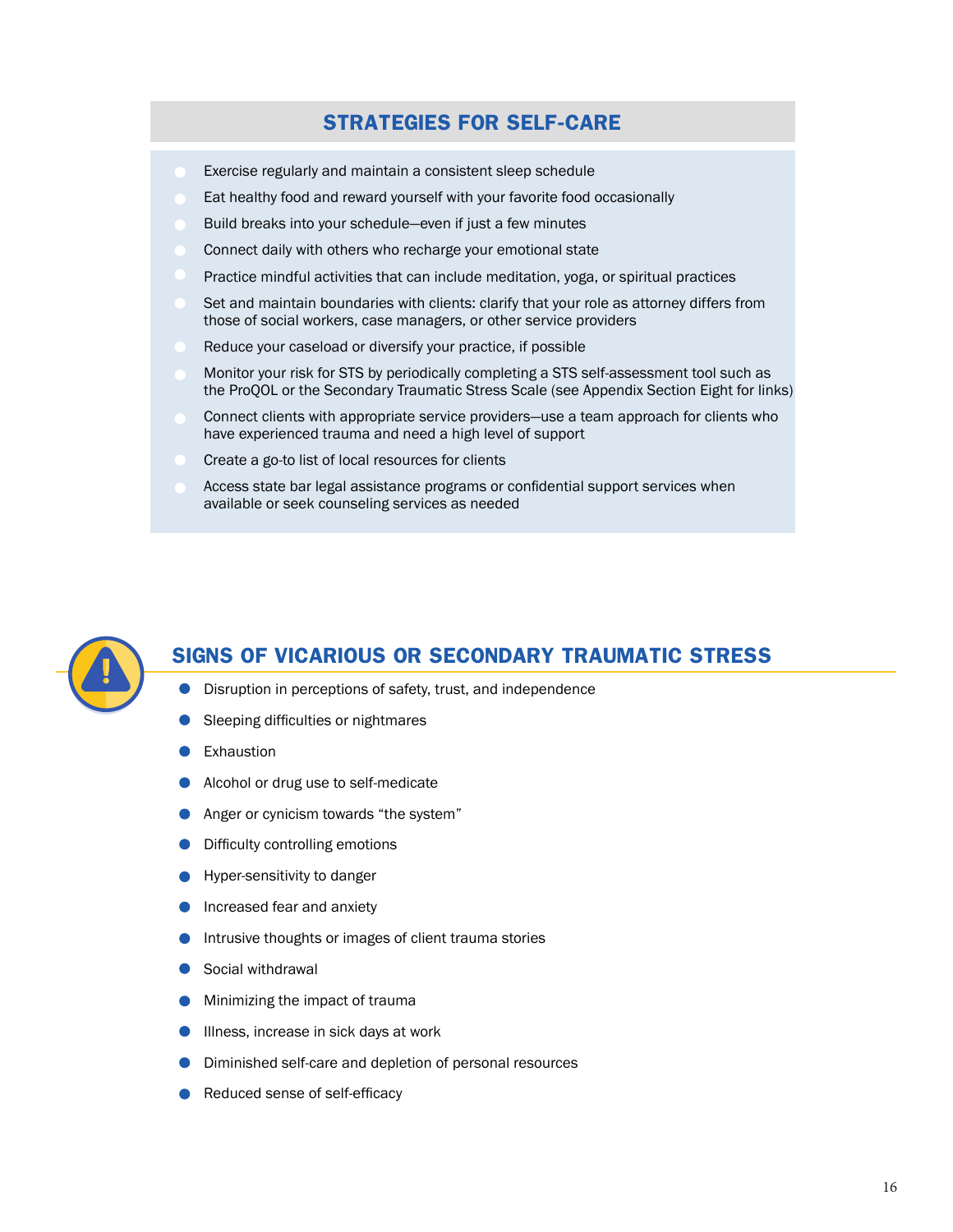## STRATEGIES FOR SELF-CARE

- Exercise regularly and maintain a consistent sleep schedule
- Eat healthy food and reward yourself with your favorite food occasionally
- Build breaks into your schedule—even if just a few minutes
- Connect daily with others who recharge your emotional state
- Practice mindful activities that can include meditation, yoga, or spiritual practices
- Set and maintain boundaries with clients: clarify that your role as attorney differs from those of social workers, case managers, or other service providers
- Reduce your caseload or diversify your practice, if possible
- Monitor your risk for STS by periodically completing a STS self-assessment tool such as the ProQOL or the Secondary Traumatic Stress Scale (see Appendix Section Eight for links)
- Connect clients with appropriate service providers—use a team approach for clients who have experienced trauma and need a high level of support
- Create a go-to list of local resources for clients
- Access state bar legal assistance programs or confidential support services when available or seek counseling services as needed

## SIGNS OF VICARIOUS OR SECONDARY TRAUMATIC STRESS

- Disruption in perceptions of safety, trust, and independence
- Sleeping difficulties or nightmares
- Exhaustion
- Alcohol or drug use to self-medicate
- Anger or cynicism towards "the system"
- Difficulty controlling emotions
- Hyper-sensitivity to danger
- Increased fear and anxiety
- Intrusive thoughts or images of client trauma stories
- Social withdrawal
- Minimizing the impact of trauma
- Illness, increase in sick days at work
- Diminished self-care and depletion of personal resources
- Reduced sense of self-efficacy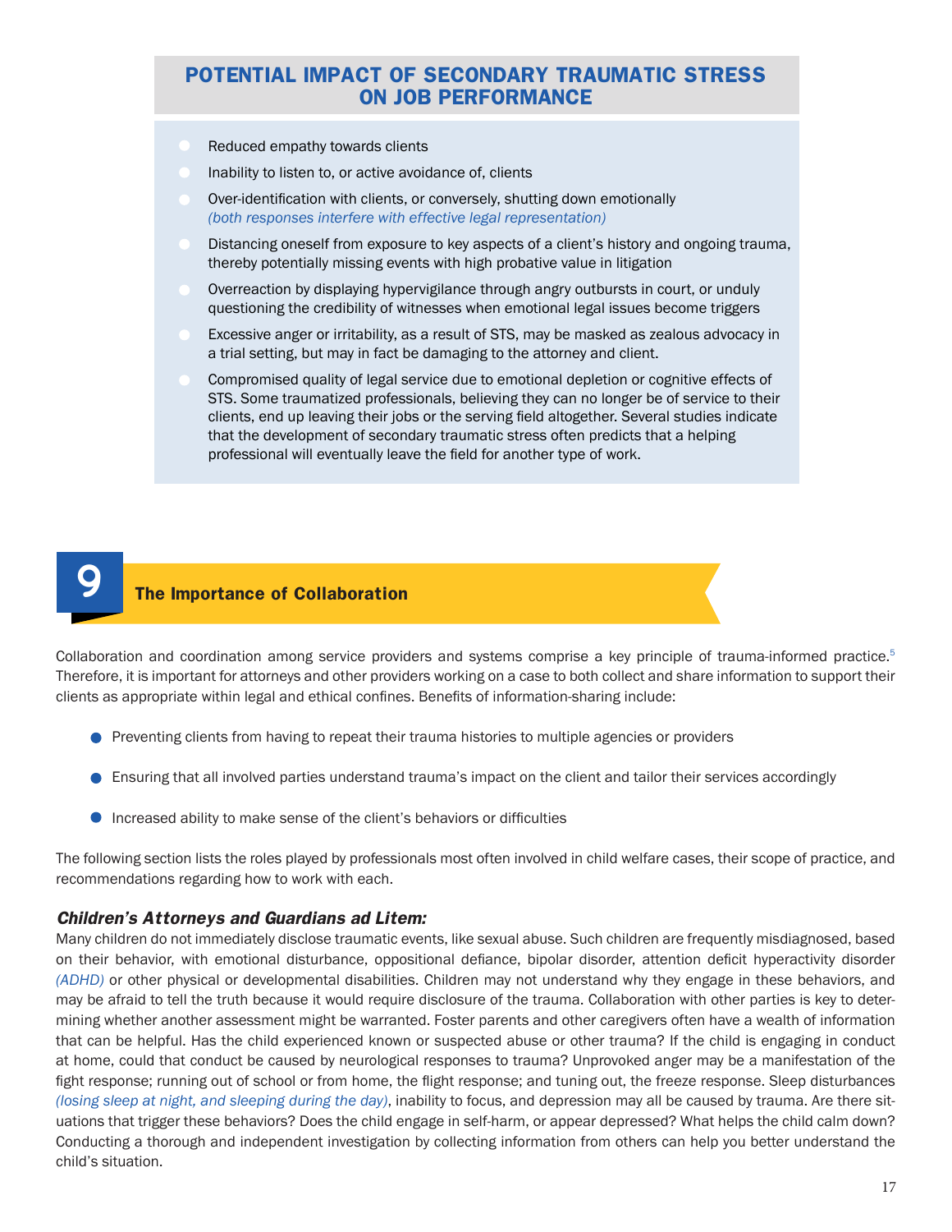## POTENTIAL IMPACT OF SECONDARY TRAUMATIC STRESS ON JOB PERFORMANCE

- Reduced empathy towards clients
- Inability to listen to, or active avoidance of, clients
- Over-identification with clients, or conversely, shutting down emotionally *(both responses interfere with effective legal representation)*
- Distancing oneself from exposure to key aspects of a client's history and ongoing trauma, thereby potentially missing events with high probative value in litigation
- Overreaction by displaying hypervigilance through angry outbursts in court, or unduly questioning the credibility of witnesses when emotional legal issues become triggers
- Excessive anger or irritability, as a result of STS, may be masked as zealous advocacy in a trial setting, but may in fact be damaging to the attorney and client.
- Compromised quality of legal service due to emotional depletion or cognitive effects of STS. Some traumatized professionals, believing they can no longer be of service to their clients, end up leaving their jobs or the serving field altogether. Several studies indicate that the development of secondary traumatic stress often predicts that a helping professional will eventually leave the field for another type of work.

## 9 The Importance of Collaboration

Collaboration and coordination among service providers and systems comprise a key principle of trauma-informed practice.[5] Therefore, it is important for attorneys and other providers working on a case to both collect and share information to support their clients as appropriate within legal and ethical confines. Benefits of information-sharing include:

- Preventing clients from having to repeat their trauma histories to multiple agencies or providers
- Ensuring that all involved parties understand trauma's impact on the client and tailor their services accordingly
- Increased ability to make sense of the client's behaviors or difficulties

The following section lists the roles played by professionals most often involved in child welfare cases, their scope of practice, and recommendations regarding how to work with each.

### *Children's Attorneys and Guardians ad Litem:*

Many children do not immediately disclose traumatic events, like sexual abuse. Such children are frequently misdiagnosed, based on their behavior, with emotional disturbance, oppositional defiance, bipolar disorder, attention deficit hyperactivity disorder *(ADHD)* or other physical or developmental disabilities. Children may not understand why they engage in these behaviors, and may be afraid to tell the truth because it would require disclosure of the trauma. Collaboration with other parties is key to determining whether another assessment might be warranted. Foster parents and other caregivers often have a wealth of information that can be helpful. Has the child experienced known or suspected abuse or other trauma? If the child is engaging in conduct at home, could that conduct be caused by neurological responses to trauma? Unprovoked anger may be a manifestation of the fight response; running out of school or from home, the flight response; and tuning out, the freeze response. Sleep disturbances *(losing sleep at night, and sleeping during the day)*, inability to focus, and depression may all be caused by trauma. Are there situations that trigger these behaviors? Does the child engage in self-harm, or appear depressed? What helps the child calm down? Conducting a thorough and independent investigation by collecting information from others can help you better understand the child's situation.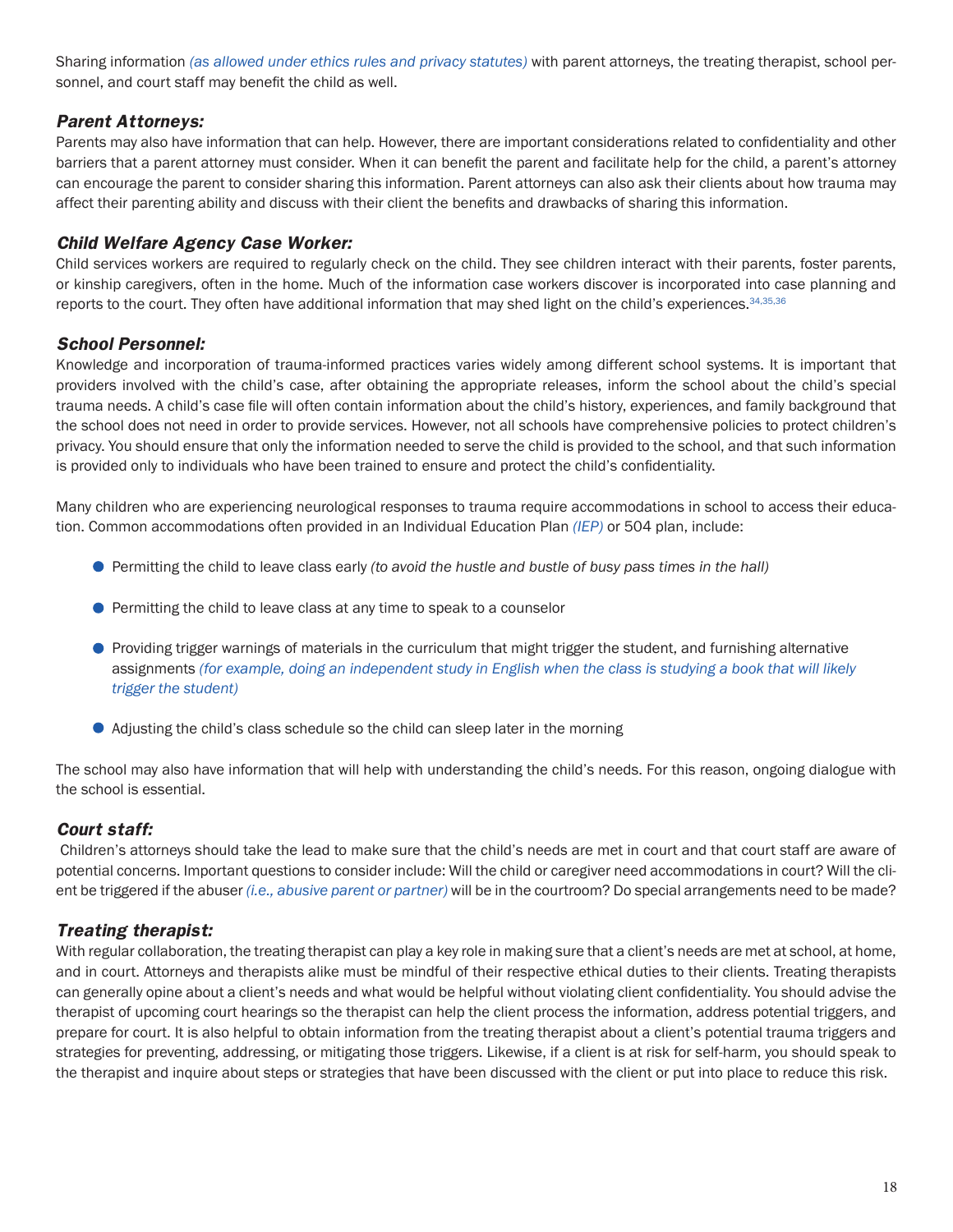Sharing information *(as allowed under ethics rules and privacy statutes)* with parent attorneys, the treating therapist, school personnel, and court staff may benefit the child as well.

### *Parent Attorneys:*

Parents may also have information that can help. However, there are important considerations related to confidentiality and other barriers that a parent attorney must consider. When it can benefit the parent and facilitate help for the child, a parent's attorney can encourage the parent to consider sharing this information. Parent attorneys can also ask their clients about how trauma may affect their parenting ability and discuss with their client the benefits and drawbacks of sharing this information.

### *Child Welfare Agency Case Worker:*

Child services workers are required to regularly check on the child. They see children interact with their parents, foster parents, or kinship caregivers, often in the home. Much of the information case workers discover is incorporated into case planning and reports to the court. They often have additional information that may shed light on the child's experiences.[34,35,36]

### *School Personnel:*

Knowledge and incorporation of trauma-informed practices varies widely among different school systems. It is important that providers involved with the child's case, after obtaining the appropriate releases, inform the school about the child's special trauma needs. A child's case file will often contain information about the child's history, experiences, and family background that the school does not need in order to provide services. However, not all schools have comprehensive policies to protect children's privacy. You should ensure that only the information needed to serve the child is provided to the school, and that such information is provided only to individuals who have been trained to ensure and protect the child's confidentiality.

Many children who are experiencing neurological responses to trauma require accommodations in school to access their education. Common accommodations often provided in an Individual Education Plan *(IEP)* or 504 plan, include:

- Permitting the child to leave class early *(to avoid the hustle and bustle of busy pass times in the hall)*
- Permitting the child to leave class at any time to speak to a counselor
- Providing trigger warnings of materials in the curriculum that might trigger the student, and furnishing alternative assignments *(for example, doing an independent study in English when the class is studying a book that will likely trigger the student)*
- Adjusting the child's class schedule so the child can sleep later in the morning

The school may also have information that will help with understanding the child's needs. For this reason, ongoing dialogue with the school is essential.

### *Court staff:*

Children's attorneys should take the lead to make sure that the child's needs are met in court and that court staff are aware of potential concerns. Important questions to consider include: Will the child or caregiver need accommodations in court? Will the client be triggered if the abuser *(i.e., abusive parent or partner)* will be in the courtroom? Do special arrangements need to be made?

### *Treating therapist:*

With regular collaboration, the treating therapist can play a key role in making sure that a client's needs are met at school, at home, and in court. Attorneys and therapists alike must be mindful of their respective ethical duties to their clients. Treating therapists can generally opine about a client's needs and what would be helpful without violating client confidentiality. You should advise the therapist of upcoming court hearings so the therapist can help the client process the information, address potential triggers, and prepare for court. It is also helpful to obtain information from the treating therapist about a client's potential trauma triggers and strategies for preventing, addressing, or mitigating those triggers. Likewise, if a client is at risk for self-harm, you should speak to the therapist and inquire about steps or strategies that have been discussed with the client or put into place to reduce this risk.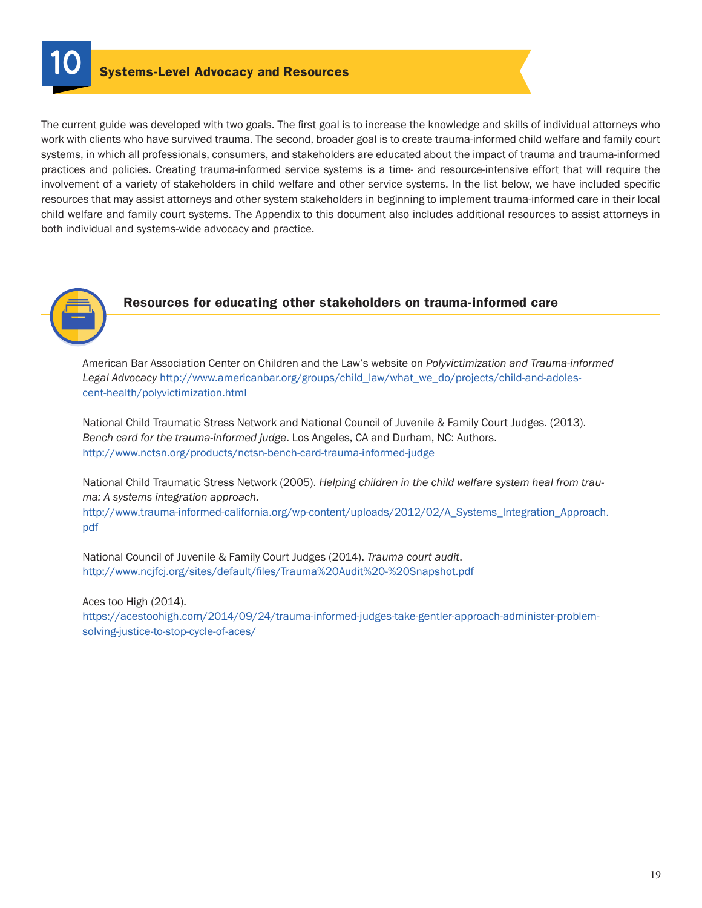# 10 Systems-Level Advocacy and Resources

The current guide was developed with two goals. The first goal is to increase the knowledge and skills of individual attorneys who work with clients who have survived trauma. The second, broader goal is to create trauma-informed child welfare and family court systems, in which all professionals, consumers, and stakeholders are educated about the impact of trauma and trauma-informed practices and policies. Creating trauma-informed service systems is a time- and resource-intensive effort that will require the involvement of a variety of stakeholders in child welfare and other service systems. In the list below, we have included specific resources that may assist attorneys and other system stakeholders in beginning to implement trauma-informed care in their local child welfare and family court systems. The Appendix to this document also includes additional resources to assist attorneys in both individual and systems-wide advocacy and practice.

## Resources for educating other stakeholders on trauma-informed care

American Bar Association Center on Children and the Law's website on *Polyvictimization and Trauma-informed Legal Advocacy* http://www.americanbar.org/groups/child_law/what_we_do/projects/child-and-adolescent-health/polyvictimization.html

National Child Traumatic Stress Network and National Council of Juvenile & Family Court Judges. (2013). *Bench card for the trauma-informed judge*. Los Angeles, CA and Durham, NC: Authors. http://www.nctsn.org/products/nctsn-bench-card-trauma-informed-judge

National Child Traumatic Stress Network (2005). *Helping children in the child welfare system heal from trauma: A systems integration approach*. http://www.trauma-informed-california.org/wp-content/uploads/2012/02/A_Systems_Integration_Approach.pdf

National Council of Juvenile & Family Court Judges (2014). *Trauma court audit*. http://www.ncjfcj.org/sites/default/files/Trauma%20Audit%20-%20Snapshot.pdf

Aces too High (2014). https://acestoohigh.com/2014/09/24/trauma-informed-judges-take-gentler-approach-administer-problem-solving-justice-to-stop-cycle-of-aces/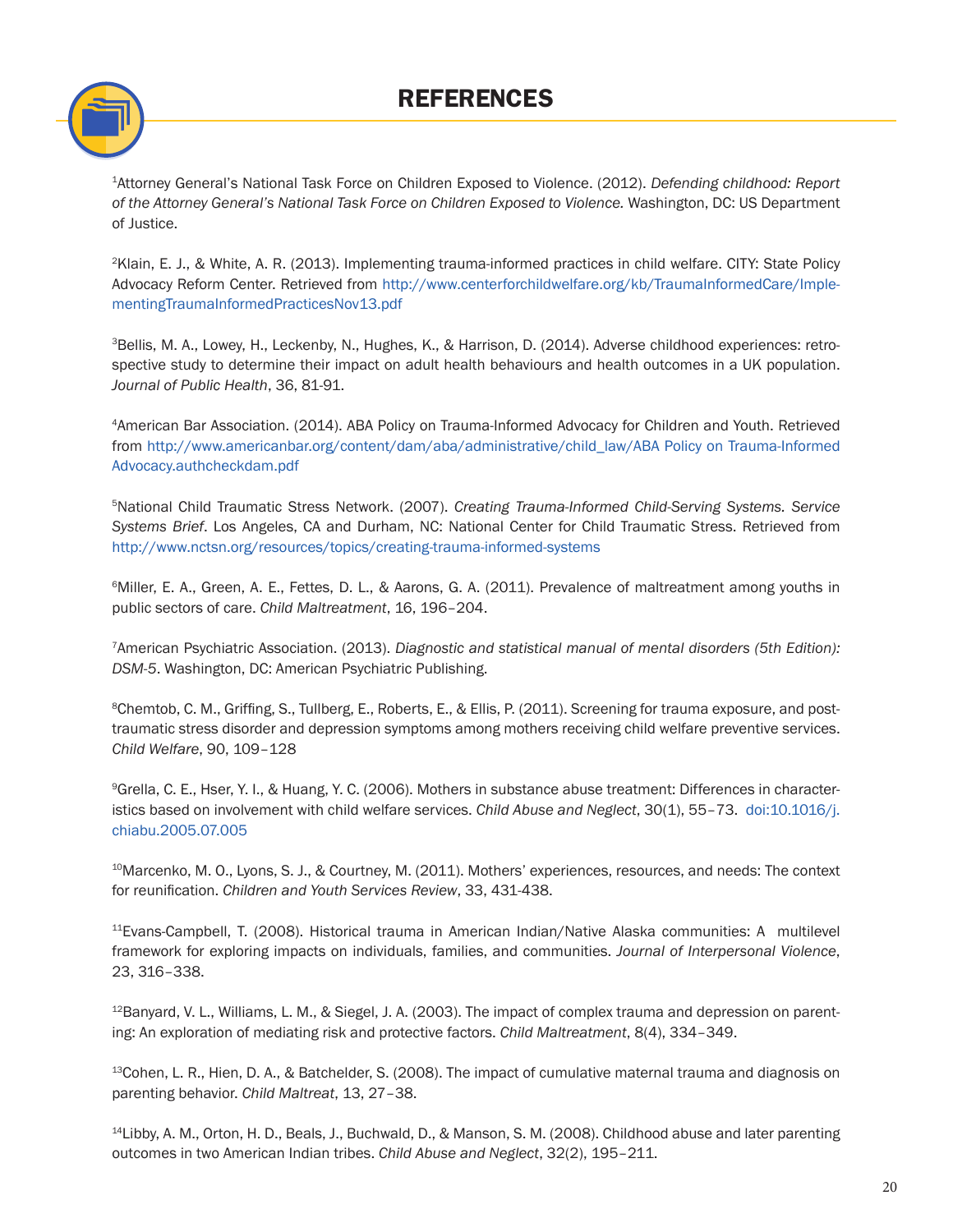# REFERENCES

[1]Attorney General's National Task Force on Children Exposed to Violence. (2012). *Defending childhood: Report of the Attorney General's National Task Force on Children Exposed to Violence.* Washington, DC: US Department of Justice.

[2]Klain, E. J., & White, A. R. (2013). Implementing trauma-informed practices in child welfare. CITY: State Policy Advocacy Reform Center. Retrieved from http://www.centerforchildwelfare.org/kb/TraumaInformedCare/ImplementingTraumaInformedPracticesNov13.pdf

[3]Bellis, M. A., Lowey, H., Leckenby, N., Hughes, K., & Harrison, D. (2014). Adverse childhood experiences: retrospective study to determine their impact on adult health behaviours and health outcomes in a UK population. *Journal of Public Health*, 36, 81-91.

[4]American Bar Association. (2014). ABA Policy on Trauma-Informed Advocacy for Children and Youth. Retrieved from http://www.americanbar.org/content/dam/aba/administrative/child_law/ABA Policy on Trauma-Informed Advocacy.authcheckdam.pdf

[5]National Child Traumatic Stress Network. (2007). *Creating Trauma-Informed Child-Serving Systems. Service Systems Brief*. Los Angeles, CA and Durham, NC: National Center for Child Traumatic Stress. Retrieved from http://www.nctsn.org/resources/topics/creating-trauma-informed-systems

[6]Miller, E. A., Green, A. E., Fettes, D. L., & Aarons, G. A. (2011). Prevalence of maltreatment among youths in public sectors of care. *Child Maltreatment*, 16, 196–204.

[7]American Psychiatric Association. (2013). *Diagnostic and statistical manual of mental disorders (5th Edition): DSM-5*. Washington, DC: American Psychiatric Publishing.

[8]Chemtob, C. M., Griffing, S., Tullberg, E., Roberts, E., & Ellis, P. (2011). Screening for trauma exposure, and posttraumatic stress disorder and depression symptoms among mothers receiving child welfare preventive services. *Child Welfare*, 90, 109–128

[9]Grella, C. E., Hser, Y. I., & Huang, Y. C. (2006). Mothers in substance abuse treatment: Differences in characteristics based on involvement with child welfare services. *Child Abuse and Neglect*, 30(1), 55–73. doi:10.1016/j.chiabu.2005.07.005

[10]Marcenko, M. O., Lyons, S. J., & Courtney, M. (2011). Mothers' experiences, resources, and needs: The context for reunification. *Children and Youth Services Review*, 33, 431-438.

[11]Evans-Campbell, T. (2008). Historical trauma in American Indian/Native Alaska communities: A multilevel framework for exploring impacts on individuals, families, and communities. *Journal of Interpersonal Violence*, 23, 316–338.

[12]Banyard, V. L., Williams, L. M., & Siegel, J. A. (2003). The impact of complex trauma and depression on parenting: An exploration of mediating risk and protective factors. *Child Maltreatment*, 8(4), 334–349.

[13]Cohen, L. R., Hien, D. A., & Batchelder, S. (2008). The impact of cumulative maternal trauma and diagnosis on parenting behavior. *Child Maltreat*, 13, 27–38.

[14]Libby, A. M., Orton, H. D., Beals, J., Buchwald, D., & Manson, S. M. (2008). Childhood abuse and later parenting outcomes in two American Indian tribes. *Child Abuse and Neglect*, 32(2), 195–211.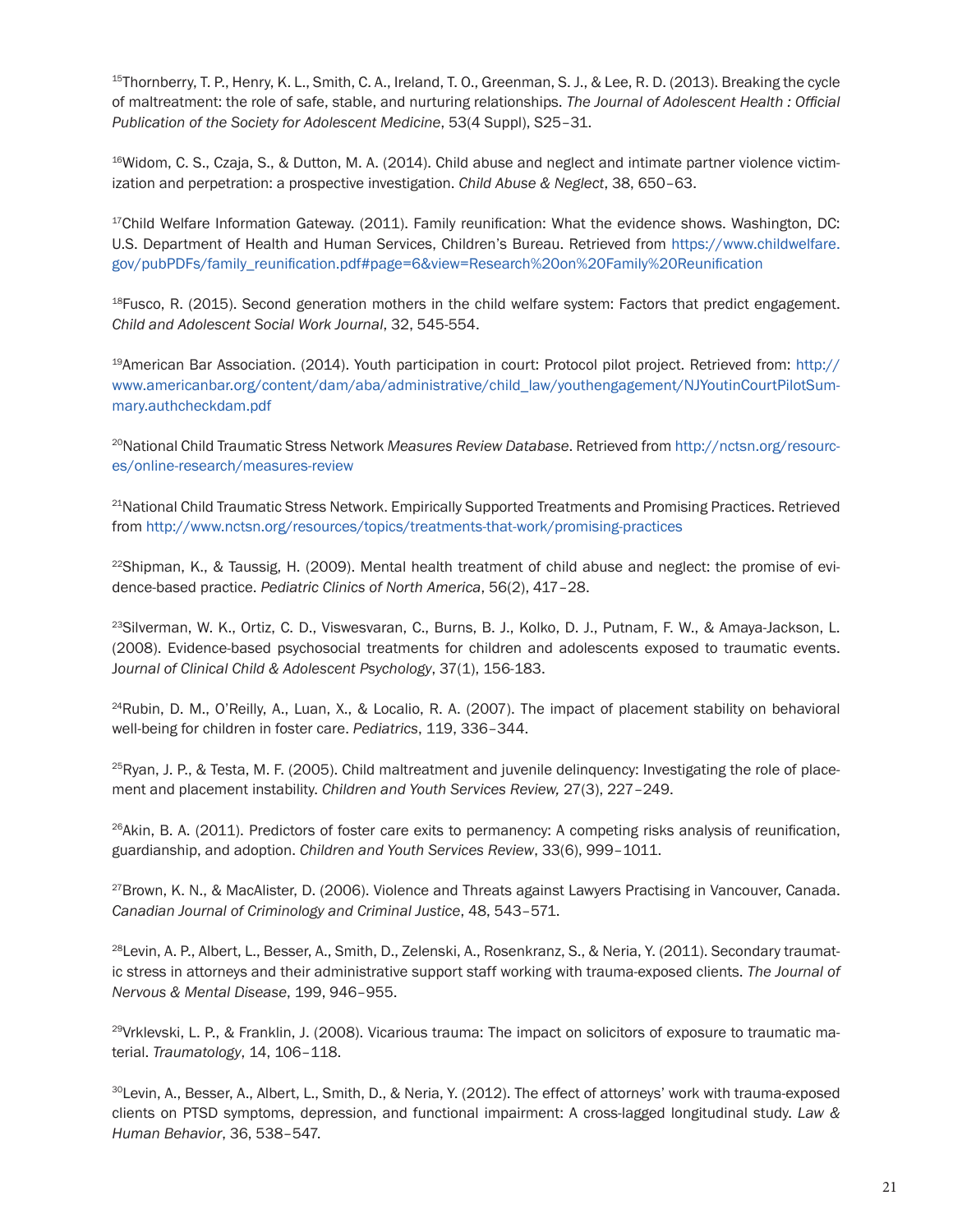[15]Thornberry, T. P., Henry, K. L., Smith, C. A., Ireland, T. O., Greenman, S. J., & Lee, R. D. (2013). Breaking the cycle of maltreatment: the role of safe, stable, and nurturing relationships. *The Journal of Adolescent Health : Official Publication of the Society for Adolescent Medicine*, 53(4 Suppl), S25–31.

[16]Widom, C. S., Czaja, S., & Dutton, M. A. (2014). Child abuse and neglect and intimate partner violence victimization and perpetration: a prospective investigation. *Child Abuse & Neglect*, 38, 650–63.

[17]Child Welfare Information Gateway. (2011). Family reunification: What the evidence shows. Washington, DC: U.S. Department of Health and Human Services, Children's Bureau. Retrieved from https://www.childwelfare.gov/pubPDFs/family_reunification.pdf#page=6&view=Research%20on%20Family%20Reunification

[18]Fusco, R. (2015). Second generation mothers in the child welfare system: Factors that predict engagement. *Child and Adolescent Social Work Journal*, 32, 545-554.

[19]American Bar Association. (2014). Youth participation in court: Protocol pilot project. Retrieved from: http://www.americanbar.org/content/dam/aba/administrative/child_law/youthengagement/NJYoutinCourtPilotSummary.authcheckdam.pdf

[20]National Child Traumatic Stress Network *Measures Review Database*. Retrieved from http://nctsn.org/resources/online-research/measures-review

[21]National Child Traumatic Stress Network. Empirically Supported Treatments and Promising Practices. Retrieved from http://www.nctsn.org/resources/topics/treatments-that-work/promising-practices

[22]Shipman, K., & Taussig, H. (2009). Mental health treatment of child abuse and neglect: the promise of evidence-based practice. *Pediatric Clinics of North America*, 56(2), 417–28.

[23]Silverman, W. K., Ortiz, C. D., Viswesvaran, C., Burns, B. J., Kolko, D. J., Putnam, F. W., & Amaya-Jackson, L. (2008). Evidence-based psychosocial treatments for children and adolescents exposed to traumatic events. *Journal of Clinical Child & Adolescent Psychology*, 37(1), 156-183.

[24]Rubin, D. M., O'Reilly, A., Luan, X., & Localio, R. A. (2007). The impact of placement stability on behavioral well-being for children in foster care. *Pediatrics*, 119, 336–344.

[25]Ryan, J. P., & Testa, M. F. (2005). Child maltreatment and juvenile delinquency: Investigating the role of placement and placement instability. *Children and Youth Services Review,* 27(3), 227–249.

[26]Akin, B. A. (2011). Predictors of foster care exits to permanency: A competing risks analysis of reunification, guardianship, and adoption. *Children and Youth Services Review*, 33(6), 999–1011.

[27]Brown, K. N., & MacAlister, D. (2006). Violence and Threats against Lawyers Practising in Vancouver, Canada. *Canadian Journal of Criminology and Criminal Justice*, 48, 543–571.

[28]Levin, A. P., Albert, L., Besser, A., Smith, D., Zelenski, A., Rosenkranz, S., & Neria, Y. (2011). Secondary traumatic stress in attorneys and their administrative support staff working with trauma-exposed clients. *The Journal of Nervous & Mental Disease*, 199, 946–955.

[29]Vrklevski, L. P., & Franklin, J. (2008). Vicarious trauma: The impact on solicitors of exposure to traumatic material. *Traumatology*, 14, 106–118.

[30]Levin, A., Besser, A., Albert, L., Smith, D., & Neria, Y. (2012). The effect of attorneys' work with trauma-exposed clients on PTSD symptoms, depression, and functional impairment: A cross-lagged longitudinal study. *Law & Human Behavior*, 36, 538–547.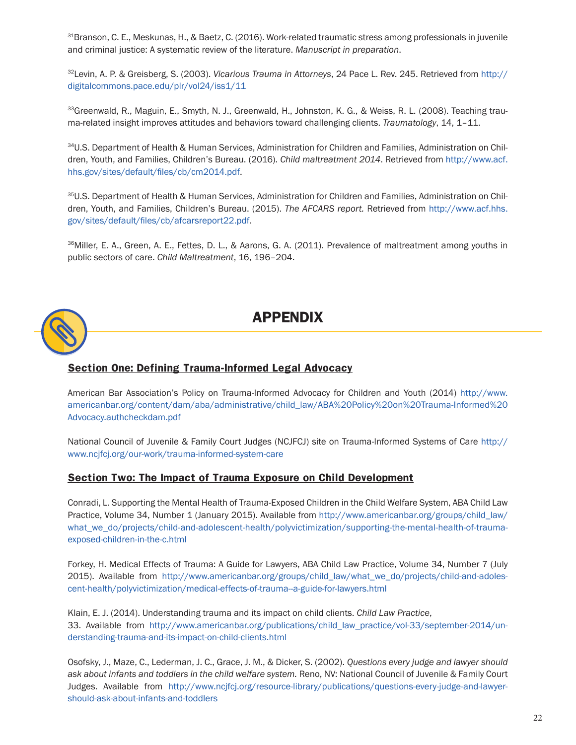[31]Branson, C. E., Meskunas, H., & Baetz, C. (2016). Work-related traumatic stress among professionals in juvenile and criminal justice: A systematic review of the literature. *Manuscript in preparation*.

[32]Levin, A. P. & Greisberg, S. (2003). *Vicarious Trauma in Attorneys*, 24 Pace L. Rev. 245. Retrieved from http://digitalcommons.pace.edu/plr/vol24/iss1/11

[33]Greenwald, R., Maguin, E., Smyth, N. J., Greenwald, H., Johnston, K. G., & Weiss, R. L. (2008). Teaching trauma-related insight improves attitudes and behaviors toward challenging clients. *Traumatology*, 14, 1–11.

[34]U.S. Department of Health & Human Services, Administration for Children and Families, Administration on Children, Youth, and Families, Children's Bureau. (2016). *Child maltreatment 2014*. Retrieved from http://www.acf.hhs.gov/sites/default/files/cb/cm2014.pdf.

[35]U.S. Department of Health & Human Services, Administration for Children and Families, Administration on Children, Youth, and Families, Children's Bureau. (2015). *The AFCARS report.* Retrieved from http://www.acf.hhs.gov/sites/default/files/cb/afcarsreport22.pdf.

[36]Miller, E. A., Green, A. E., Fettes, D. L., & Aarons, G. A. (2011). Prevalence of maltreatment among youths in public sectors of care. *Child Maltreatment*, 16, 196–204.

# APPENDIX

## Section One: Defining Trauma-Informed Legal Advocacy

American Bar Association's Policy on Trauma-Informed Advocacy for Children and Youth (2014) http://www.americanbar.org/content/dam/aba/administrative/child_law/ABA%20Policy%20on%20Trauma-Informed%20Advocacy.authcheckdam.pdf

National Council of Juvenile & Family Court Judges (NCJFCJ) site on Trauma-Informed Systems of Care http://www.ncjfcj.org/our-work/trauma-informed-system-care

## Section Two: The Impact of Trauma Exposure on Child Development

Conradi, L. Supporting the Mental Health of Trauma-Exposed Children in the Child Welfare System, ABA Child Law Practice, Volume 34, Number 1 (January 2015). Available from http://www.americanbar.org/groups/child_law/what_we_do/projects/child-and-adolescent-health/polyvictimization/supporting-the-mental-health-of-trauma-exposed-children-in-the-c.html

Forkey, H. Medical Effects of Trauma: A Guide for Lawyers, ABA Child Law Practice, Volume 34, Number 7 (July 2015). Available from http://www.americanbar.org/groups/child_law/what_we_do/projects/child-and-adolescent-health/polyvictimization/medical-effects-of-trauma--a-guide-for-lawyers.html

Klain, E. J. (2014). Understanding trauma and its impact on child clients. *Child Law Practice*, 33. Available from http://www.americanbar.org/publications/child_law_practice/vol-33/september-2014/understanding-trauma-and-its-impact-on-child-clients.html

Osofsky, J., Maze, C., Lederman, J. C., Grace, J. M., & Dicker, S. (2002). *Questions every judge and lawyer should ask about infants and toddlers in the child welfare system.* Reno, NV: National Council of Juvenile & Family Court Judges. Available from http://www.ncjfcj.org/resource-library/publications/questions-every-judge-and-lawyer-should-ask-about-infants-and-toddlers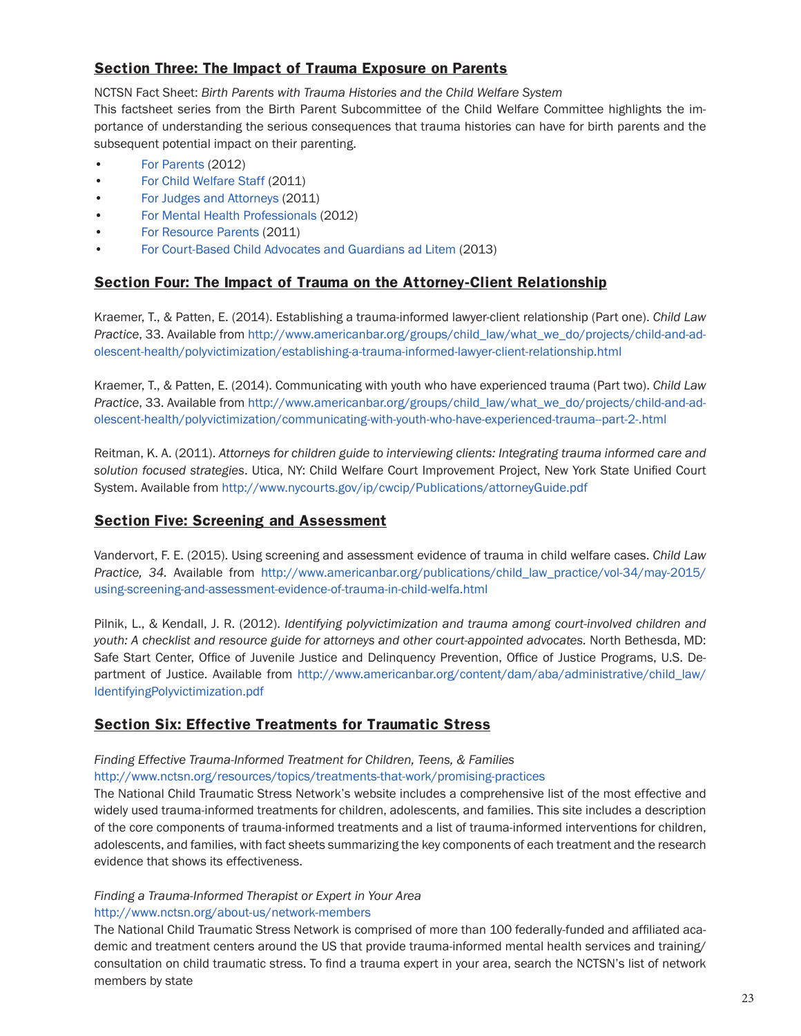## Section Three: The Impact of Trauma Exposure on Parents

NCTSN Fact Sheet: *Birth Parents with Trauma Histories and the Child Welfare System*
This factsheet series from the Birth Parent Subcommittee of the Child Welfare Committee highlights the importance of understanding the serious consequences that trauma histories can have for birth parents and the subsequent potential impact on their parenting.

- For Parents (2012)
- For Child Welfare Staff (2011)
- For Judges and Attorneys (2011)
- For Mental Health Professionals (2012)
- For Resource Parents (2011)
- For Court-Based Child Advocates and Guardians ad Litem (2013)

## Section Four: The Impact of Trauma on the Attorney-Client Relationship

Kraemer, T., & Patten, E. (2014). Establishing a trauma-informed lawyer-client relationship (Part one). *Child Law Practice*, 33. Available from http://www.americanbar.org/groups/child_law/what_we_do/projects/child-and-adolescent-health/polyvictimization/establishing-a-trauma-informed-lawyer-client-relationship.html

Kraemer, T., & Patten, E. (2014). Communicating with youth who have experienced trauma (Part two). *Child Law Practice*, 33. Available from http://www.americanbar.org/groups/child_law/what_we_do/projects/child-and-adolescent-health/polyvictimization/communicating-with-youth-who-have-experienced-trauma--part-2-.html

Reitman, K. A. (2011). *Attorneys for children guide to interviewing clients: Integrating trauma informed care and solution focused strategies*. Utica, NY: Child Welfare Court Improvement Project, New York State Unified Court System. Available from http://www.nycourts.gov/ip/cwcip/Publications/attorneyGuide.pdf

## Section Five: Screening and Assessment

Vandervort, F. E. (2015). Using screening and assessment evidence of trauma in child welfare cases. *Child Law Practice, 34*. Available from http://www.americanbar.org/publications/child_law_practice/vol-34/may-2015/using-screening-and-assessment-evidence-of-trauma-in-child-welfa.html

Pilnik, L., & Kendall, J. R. (2012). *Identifying polyvictimization and trauma among court-involved children and youth: A checklist and resource guide for attorneys and other court-appointed advocates.* North Bethesda, MD: Safe Start Center, Office of Juvenile Justice and Delinquency Prevention, Office of Justice Programs, U.S. Department of Justice. Available from http://www.americanbar.org/content/dam/aba/administrative/child_law/IdentifyingPolyvictimization.pdf

## Section Six: Effective Treatments for Traumatic Stress

*Finding Effective Trauma-Informed Treatment for Children, Teens, & Families*
http://www.nctsn.org/resources/topics/treatments-that-work/promising-practices
The National Child Traumatic Stress Network's website includes a comprehensive list of the most effective and widely used trauma-informed treatments for children, adolescents, and families. This site includes a description of the core components of trauma-informed treatments and a list of trauma-informed interventions for children, adolescents, and families, with fact sheets summarizing the key components of each treatment and the research evidence that shows its effectiveness.

*Finding a Trauma-Informed Therapist or Expert in Your Area*
http://www.nctsn.org/about-us/network-members
The National Child Traumatic Stress Network is comprised of more than 100 federally-funded and affiliated academic and treatment centers around the US that provide trauma-informed mental health services and training/consultation on child traumatic stress. To find a trauma expert in your area, search the NCTSN's list of network members by state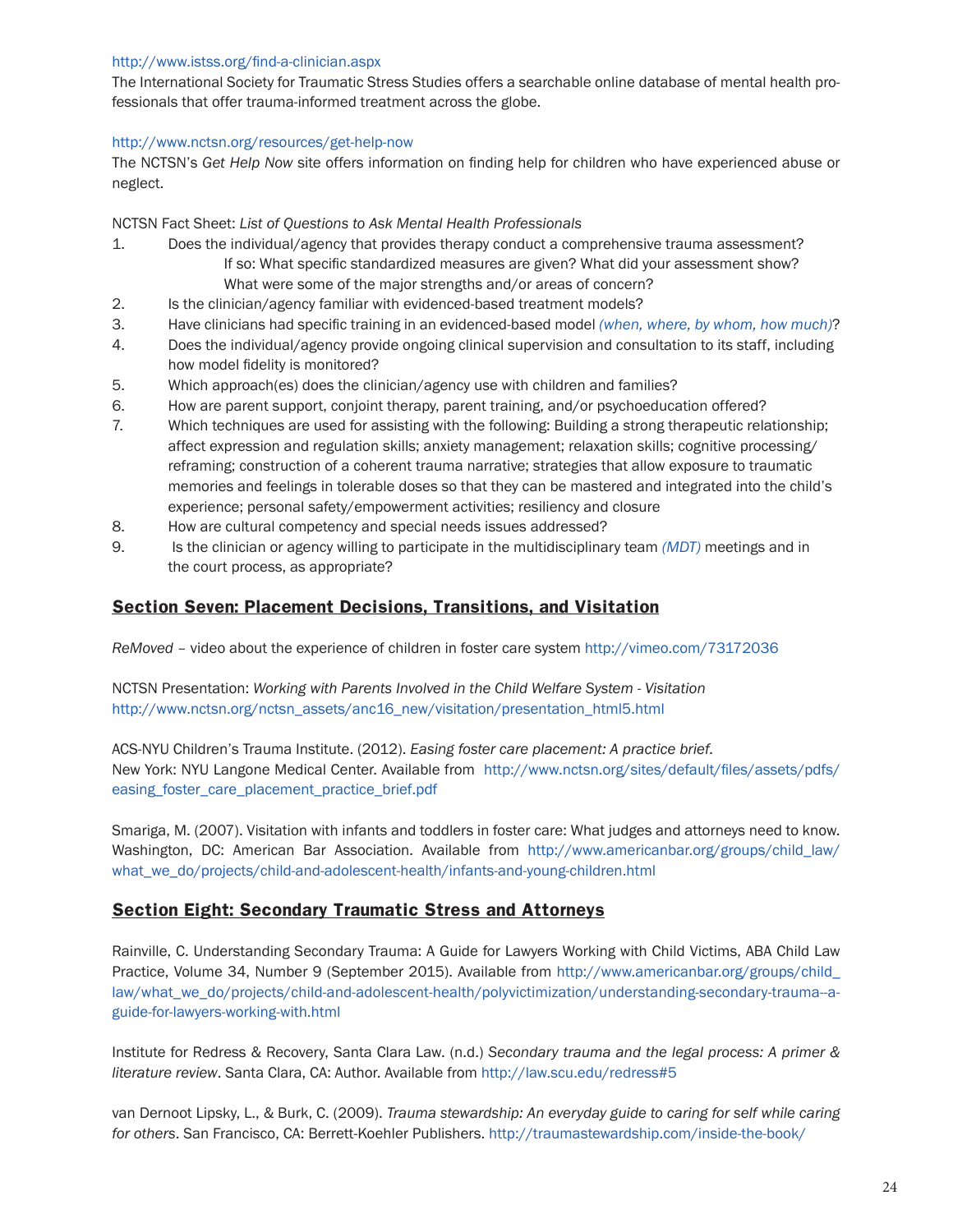http://www.istss.org/find-a-clinician.aspx
The International Society for Traumatic Stress Studies offers a searchable online database of mental health professionals that offer trauma-informed treatment across the globe.

http://www.nctsn.org/resources/get-help-now
The NCTSN's *Get Help Now* site offers information on finding help for children who have experienced abuse or neglect.

NCTSN Fact Sheet: *List of Questions to Ask Mental Health Professionals*

1. Does the individual/agency that provides therapy conduct a comprehensive trauma assessment?
   If so: What specific standardized measures are given? What did your assessment show? What were some of the major strengths and/or areas of concern?
2. Is the clinician/agency familiar with evidenced-based treatment models?
3. Have clinicians had specific training in an evidenced-based model *(when, where, by whom, how much)*?
4. Does the individual/agency provide ongoing clinical supervision and consultation to its staff, including how model fidelity is monitored?
5. Which approach(es) does the clinician/agency use with children and families?
6. How are parent support, conjoint therapy, parent training, and/or psychoeducation offered?
7. Which techniques are used for assisting with the following: Building a strong therapeutic relationship; affect expression and regulation skills; anxiety management; relaxation skills; cognitive processing/reframing; construction of a coherent trauma narrative; strategies that allow exposure to traumatic memories and feelings in tolerable doses so that they can be mastered and integrated into the child's experience; personal safety/empowerment activities; resiliency and closure
8. How are cultural competency and special needs issues addressed?
9. Is the clinician or agency willing to participate in the multidisciplinary team *(MDT)* meetings and in the court process, as appropriate?

## Section Seven: Placement Decisions, Transitions, and Visitation

*ReMoved* – video about the experience of children in foster care system http://vimeo.com/73172036

NCTSN Presentation: *Working with Parents Involved in the Child Welfare System - Visitation*
http://www.nctsn.org/nctsn_assets/anc16_new/visitation/presentation_html5.html

ACS-NYU Children's Trauma Institute. (2012). *Easing foster care placement: A practice brief*. New York: NYU Langone Medical Center. Available from http://www.nctsn.org/sites/default/files/assets/pdfs/easing_foster_care_placement_practice_brief.pdf

Smariga, M. (2007). Visitation with infants and toddlers in foster care: What judges and attorneys need to know. Washington, DC: American Bar Association. Available from http://www.americanbar.org/groups/child_law/what_we_do/projects/child-and-adolescent-health/infants-and-young-children.html

## Section Eight: Secondary Traumatic Stress and Attorneys

Rainville, C. Understanding Secondary Trauma: A Guide for Lawyers Working with Child Victims, ABA Child Law Practice, Volume 34, Number 9 (September 2015). Available from http://www.americanbar.org/groups/child_law/what_we_do/projects/child-and-adolescent-health/polyvictimization/understanding-secondary-trauma--a-guide-for-lawyers-working-with.html

Institute for Redress & Recovery, Santa Clara Law. (n.d.) *Secondary trauma and the legal process: A primer & literature review*. Santa Clara, CA: Author. Available from http://law.scu.edu/redress#5

van Dernoot Lipsky, L., & Burk, C. (2009). *Trauma stewardship: An everyday guide to caring for self while caring for others*. San Francisco, CA: Berrett-Koehler Publishers. http://traumastewardship.com/inside-the-book/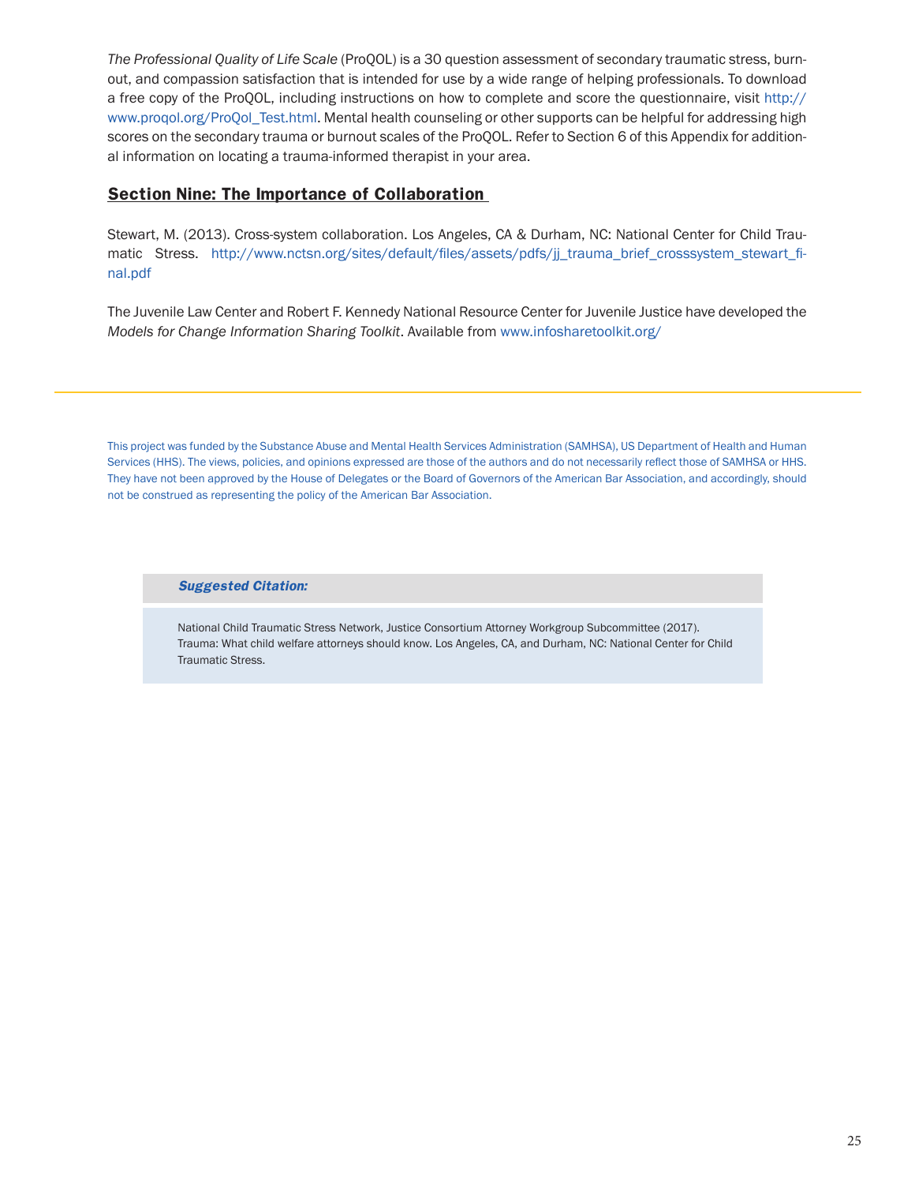*The Professional Quality of Life Scale* (ProQOL) is a 30 question assessment of secondary traumatic stress, burnout, and compassion satisfaction that is intended for use by a wide range of helping professionals. To download a free copy of the ProQOL, including instructions on how to complete and score the questionnaire, visit http://www.proqol.org/ProQol_Test.html. Mental health counseling or other supports can be helpful for addressing high scores on the secondary trauma or burnout scales of the ProQOL. Refer to Section 6 of this Appendix for additional information on locating a trauma-informed therapist in your area.

## Section Nine: The Importance of Collaboration

Stewart, M. (2013). Cross-system collaboration. Los Angeles, CA & Durham, NC: National Center for Child Traumatic Stress. http://www.nctsn.org/sites/default/files/assets/pdfs/jj_trauma_brief_crosssystem_stewart_final.pdf

The Juvenile Law Center and Robert F. Kennedy National Resource Center for Juvenile Justice have developed the *Models for Change Information Sharing Toolkit*. Available from www.infosharetoolkit.org/

---

This project was funded by the Substance Abuse and Mental Health Services Administration (SAMHSA), US Department of Health and Human Services (HHS). The views, policies, and opinions expressed are those of the authors and do not necessarily reflect those of SAMHSA or HHS. They have not been approved by the House of Delegates or the Board of Governors of the American Bar Association, and accordingly, should not be construed as representing the policy of the American Bar Association.

***Suggested Citation:***

National Child Traumatic Stress Network, Justice Consortium Attorney Workgroup Subcommittee (2017). Trauma: What child welfare attorneys should know. Los Angeles, CA, and Durham, NC: National Center for Child Traumatic Stress.